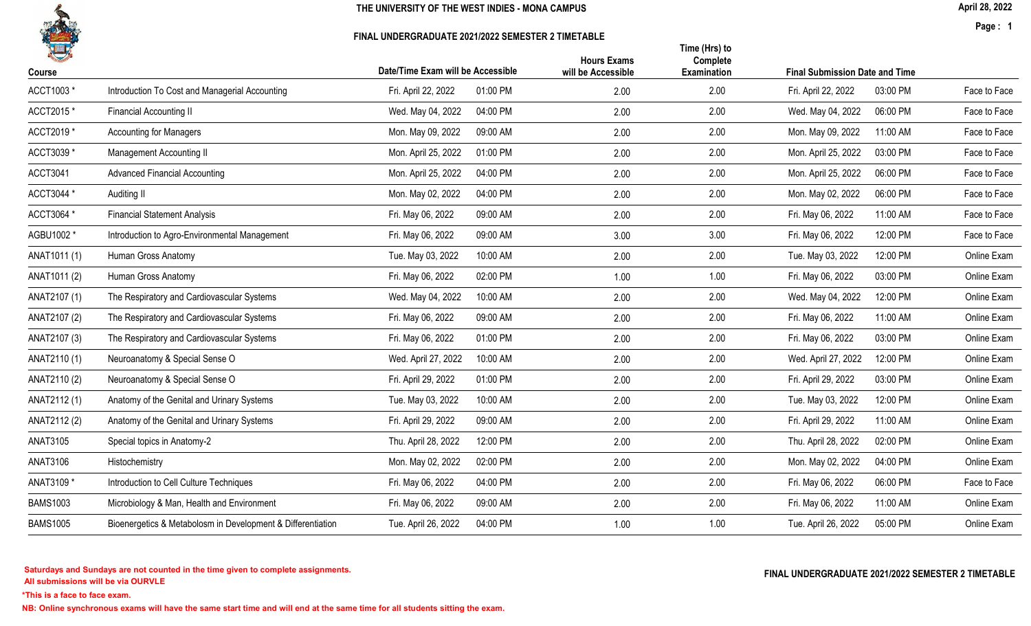# THE UNIVERSITY OF THE WEST INDIES - MONA CAMPUS

## FINAL UNDERGRADUATE 2021/2022 SEMESTER 2 TIMETABLE

April 28, 2022

| Course | | Date/Time Exam will be Accessible | | Hours Exams will be Accessible | Time (Hrs) to Complete Examination | Final Submission Date and Time | | |
|---|---|---|---|---|---|---|---|---|
| ACCT1003 * | Introduction To Cost and Managerial Accounting | Fri. April 22, 2022 | 01:00 PM | 2.00 | 2.00 | Fri. April 22, 2022 | 03:00 PM | Face to Face |
| ACCT2015 * | Financial Accounting II | Wed. May 04, 2022 | 04:00 PM | 2.00 | 2.00 | Wed. May 04, 2022 | 06:00 PM | Face to Face |
| ACCT2019 * | Accounting for Managers | Mon. May 09, 2022 | 09:00 AM | 2.00 | 2.00 | Mon. May 09, 2022 | 11:00 AM | Face to Face |
| ACCT3039 * | Management Accounting II | Mon. April 25, 2022 | 01:00 PM | 2.00 | 2.00 | Mon. April 25, 2022 | 03:00 PM | Face to Face |
| ACCT3041 | Advanced Financial Accounting | Mon. April 25, 2022 | 04:00 PM | 2.00 | 2.00 | Mon. April 25, 2022 | 06:00 PM | Face to Face |
| ACCT3044 * | Auditing II | Mon. May 02, 2022 | 04:00 PM | 2.00 | 2.00 | Mon. May 02, 2022 | 06:00 PM | Face to Face |
| ACCT3064 * | Financial Statement Analysis | Fri. May 06, 2022 | 09:00 AM | 2.00 | 2.00 | Fri. May 06, 2022 | 11:00 AM | Face to Face |
| AGBU1002 * | Introduction to Agro-Environmental Management | Fri. May 06, 2022 | 09:00 AM | 3.00 | 3.00 | Fri. May 06, 2022 | 12:00 PM | Face to Face |
| ANAT1011 (1) | Human Gross Anatomy | Tue. May 03, 2022 | 10:00 AM | 2.00 | 2.00 | Tue. May 03, 2022 | 12:00 PM | Online Exam |
| ANAT1011 (2) | Human Gross Anatomy | Fri. May 06, 2022 | 02:00 PM | 1.00 | 1.00 | Fri. May 06, 2022 | 03:00 PM | Online Exam |
| ANAT2107 (1) | The Respiratory and Cardiovascular Systems | Wed. May 04, 2022 | 10:00 AM | 2.00 | 2.00 | Wed. May 04, 2022 | 12:00 PM | Online Exam |
| ANAT2107 (2) | The Respiratory and Cardiovascular Systems | Fri. May 06, 2022 | 09:00 AM | 2.00 | 2.00 | Fri. May 06, 2022 | 11:00 AM | Online Exam |
| ANAT2107 (3) | The Respiratory and Cardiovascular Systems | Fri. May 06, 2022 | 01:00 PM | 2.00 | 2.00 | Fri. May 06, 2022 | 03:00 PM | Online Exam |
| ANAT2110 (1) | Neuroanatomy & Special Sense O | Wed. April 27, 2022 | 10:00 AM | 2.00 | 2.00 | Wed. April 27, 2022 | 12:00 PM | Online Exam |
| ANAT2110 (2) | Neuroanatomy & Special Sense O | Fri. April 29, 2022 | 01:00 PM | 2.00 | 2.00 | Fri. April 29, 2022 | 03:00 PM | Online Exam |
| ANAT2112 (1) | Anatomy of the Genital and Urinary Systems | Tue. May 03, 2022 | 10:00 AM | 2.00 | 2.00 | Tue. May 03, 2022 | 12:00 PM | Online Exam |
| ANAT2112 (2) | Anatomy of the Genital and Urinary Systems | Fri. April 29, 2022 | 09:00 AM | 2.00 | 2.00 | Fri. April 29, 2022 | 11:00 AM | Online Exam |
| ANAT3105 | Special topics in Anatomy-2 | Thu. April 28, 2022 | 12:00 PM | 2.00 | 2.00 | Thu. April 28, 2022 | 02:00 PM | Online Exam |
| ANAT3106 | Histochemistry | Mon. May 02, 2022 | 02:00 PM | 2.00 | 2.00 | Mon. May 02, 2022 | 04:00 PM | Online Exam |
| ANAT3109 * | Introduction to Cell Culture Techniques | Fri. May 06, 2022 | 04:00 PM | 2.00 | 2.00 | Fri. May 06, 2022 | 06:00 PM | Face to Face |
| BAMS1003 | Microbiology & Man, Health and Environment | Fri. May 06, 2022 | 09:00 AM | 2.00 | 2.00 | Fri. May 06, 2022 | 11:00 AM | Online Exam |
| BAMS1005 | Bioenergetics & Metabolosm in Development & Differentiation | Tue. April 26, 2022 | 04:00 PM | 1.00 | 1.00 | Tue. April 26, 2022 | 05:00 PM | Online Exam |

**Saturdays and Sundays are not counted in the time given to complete assignments.**

**All submissions will be via OURVLE**

***This is a face to face exam.**

**NB: Online synchronous exams will have the same start time and will end at the same time for all students sitting the exam.**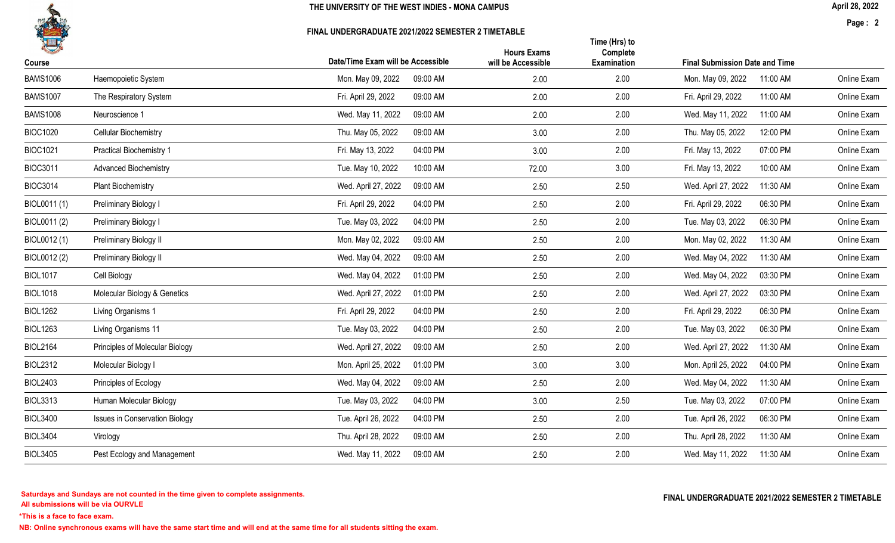# THE UNIVERSITY OF THE WEST INDIES - MONA CAMPUS

## FINAL UNDERGRADUATE 2021/2022 SEMESTER 2 TIMETABLE

April 28, 2022

| Course | | Date/Time Exam will be Accessible | | Hours Exams will be Accessible | Time (Hrs) to Complete Examination | Final Submission Date and Time | | |
|---|---|---|---|---|---|---|---|---|
| BAMS1006 | Haemopoietic System | Mon. May 09, 2022 | 09:00 AM | 2.00 | 2.00 | Mon. May 09, 2022 | 11:00 AM | Online Exam |
| BAMS1007 | The Respiratory System | Fri. April 29, 2022 | 09:00 AM | 2.00 | 2.00 | Fri. April 29, 2022 | 11:00 AM | Online Exam |
| BAMS1008 | Neuroscience 1 | Wed. May 11, 2022 | 09:00 AM | 2.00 | 2.00 | Wed. May 11, 2022 | 11:00 AM | Online Exam |
| BIOC1020 | Cellular Biochemistry | Thu. May 05, 2022 | 09:00 AM | 3.00 | 2.00 | Thu. May 05, 2022 | 12:00 PM | Online Exam |
| BIOC1021 | Practical Biochemistry 1 | Fri. May 13, 2022 | 04:00 PM | 3.00 | 2.00 | Fri. May 13, 2022 | 07:00 PM | Online Exam |
| BIOC3011 | Advanced Biochemistry | Tue. May 10, 2022 | 10:00 AM | 72.00 | 3.00 | Fri. May 13, 2022 | 10:00 AM | Online Exam |
| BIOC3014 | Plant Biochemistry | Wed. April 27, 2022 | 09:00 AM | 2.50 | 2.50 | Wed. April 27, 2022 | 11:30 AM | Online Exam |
| BIOL0011 (1) | Preliminary Biology I | Fri. April 29, 2022 | 04:00 PM | 2.50 | 2.00 | Fri. April 29, 2022 | 06:30 PM | Online Exam |
| BIOL0011 (2) | Preliminary Biology I | Tue. May 03, 2022 | 04:00 PM | 2.50 | 2.00 | Tue. May 03, 2022 | 06:30 PM | Online Exam |
| BIOL0012 (1) | Preliminary Biology II | Mon. May 02, 2022 | 09:00 AM | 2.50 | 2.00 | Mon. May 02, 2022 | 11:30 AM | Online Exam |
| BIOL0012 (2) | Preliminary Biology II | Wed. May 04, 2022 | 09:00 AM | 2.50 | 2.00 | Wed. May 04, 2022 | 11:30 AM | Online Exam |
| BIOL1017 | Cell Biology | Wed. May 04, 2022 | 01:00 PM | 2.50 | 2.00 | Wed. May 04, 2022 | 03:30 PM | Online Exam |
| BIOL1018 | Molecular Biology & Genetics | Wed. April 27, 2022 | 01:00 PM | 2.50 | 2.00 | Wed. April 27, 2022 | 03:30 PM | Online Exam |
| BIOL1262 | Living Organisms 1 | Fri. April 29, 2022 | 04:00 PM | 2.50 | 2.00 | Fri. April 29, 2022 | 06:30 PM | Online Exam |
| BIOL1263 | Living Organisms 11 | Tue. May 03, 2022 | 04:00 PM | 2.50 | 2.00 | Tue. May 03, 2022 | 06:30 PM | Online Exam |
| BIOL2164 | Principles of Molecular Biology | Wed. April 27, 2022 | 09:00 AM | 2.50 | 2.00 | Wed. April 27, 2022 | 11:30 AM | Online Exam |
| BIOL2312 | Molecular Biology I | Mon. April 25, 2022 | 01:00 PM | 3.00 | 3.00 | Mon. April 25, 2022 | 04:00 PM | Online Exam |
| BIOL2403 | Principles of Ecology | Wed. May 04, 2022 | 09:00 AM | 2.50 | 2.00 | Wed. May 04, 2022 | 11:30 AM | Online Exam |
| BIOL3313 | Human Molecular Biology | Tue. May 03, 2022 | 04:00 PM | 3.00 | 2.50 | Tue. May 03, 2022 | 07:00 PM | Online Exam |
| BIOL3400 | Issues in Conservation Biology | Tue. April 26, 2022 | 04:00 PM | 2.50 | 2.00 | Tue. April 26, 2022 | 06:30 PM | Online Exam |
| BIOL3404 | Virology | Thu. April 28, 2022 | 09:00 AM | 2.50 | 2.00 | Thu. April 28, 2022 | 11:30 AM | Online Exam |
| BIOL3405 | Pest Ecology and Management | Wed. May 11, 2022 | 09:00 AM | 2.50 | 2.00 | Wed. May 11, 2022 | 11:30 AM | Online Exam |

**Saturdays and Sundays are not counted in the time given to complete assignments.**
**All submissions will be via OURVLE**

***This is a face to face exam.**

**NB: Online synchronous exams will have the same start time and will end at the same time for all students sitting the exam.**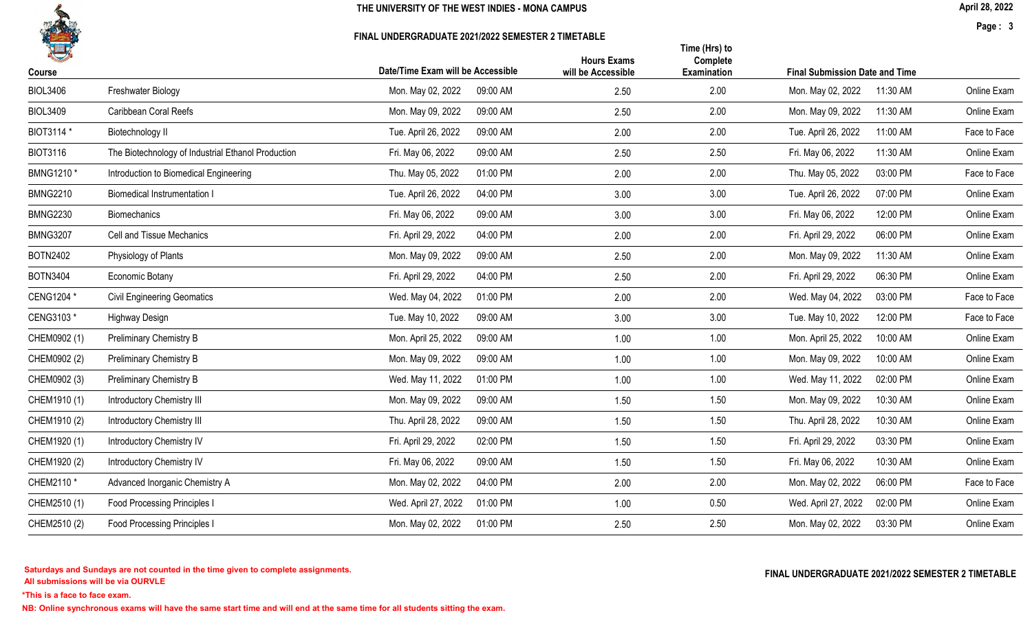# THE UNIVERSITY OF THE WEST INDIES - MONA CAMPUS

## FINAL UNDERGRADUATE 2021/2022 SEMESTER 2 TIMETABLE

| Course | | Date/Time Exam will be Accessible | | Hours Exams will be Accessible | Time (Hrs) to Complete Examination | Final Submission Date and Time | | |
|---|---|---|---|---|---|---|---|---|
| BIOL3406 | Freshwater Biology | Mon. May 02, 2022 | 09:00 AM | 2.50 | 2.00 | Mon. May 02, 2022 | 11:30 AM | Online Exam |
| BIOL3409 | Caribbean Coral Reefs | Mon. May 09, 2022 | 09:00 AM | 2.50 | 2.00 | Mon. May 09, 2022 | 11:30 AM | Online Exam |
| BIOT3114 * | Biotechnology II | Tue. April 26, 2022 | 09:00 AM | 2.00 | 2.00 | Tue. April 26, 2022 | 11:00 AM | Face to Face |
| BIOT3116 | The Biotechnology of Industrial Ethanol Production | Fri. May 06, 2022 | 09:00 AM | 2.50 | 2.50 | Fri. May 06, 2022 | 11:30 AM | Online Exam |
| BMNG1210 * | Introduction to Biomedical Engineering | Thu. May 05, 2022 | 01:00 PM | 2.00 | 2.00 | Thu. May 05, 2022 | 03:00 PM | Face to Face |
| BMNG2210 | Biomedical Instrumentation I | Tue. April 26, 2022 | 04:00 PM | 3.00 | 3.00 | Tue. April 26, 2022 | 07:00 PM | Online Exam |
| BMNG2230 | Biomechanics | Fri. May 06, 2022 | 09:00 AM | 3.00 | 3.00 | Fri. May 06, 2022 | 12:00 PM | Online Exam |
| BMNG3207 | Cell and Tissue Mechanics | Fri. April 29, 2022 | 04:00 PM | 2.00 | 2.00 | Fri. April 29, 2022 | 06:00 PM | Online Exam |
| BOTN2402 | Physiology of Plants | Mon. May 09, 2022 | 09:00 AM | 2.50 | 2.00 | Mon. May 09, 2022 | 11:30 AM | Online Exam |
| BOTN3404 | Economic Botany | Fri. April 29, 2022 | 04:00 PM | 2.50 | 2.00 | Fri. April 29, 2022 | 06:30 PM | Online Exam |
| CENG1204 * | Civil Engineering Geomatics | Wed. May 04, 2022 | 01:00 PM | 2.00 | 2.00 | Wed. May 04, 2022 | 03:00 PM | Face to Face |
| CENG3103 * | Highway Design | Tue. May 10, 2022 | 09:00 AM | 3.00 | 3.00 | Tue. May 10, 2022 | 12:00 PM | Face to Face |
| CHEM0902 (1) | Preliminary Chemistry B | Mon. April 25, 2022 | 09:00 AM | 1.00 | 1.00 | Mon. April 25, 2022 | 10:00 AM | Online Exam |
| CHEM0902 (2) | Preliminary Chemistry B | Mon. May 09, 2022 | 09:00 AM | 1.00 | 1.00 | Mon. May 09, 2022 | 10:00 AM | Online Exam |
| CHEM0902 (3) | Preliminary Chemistry B | Wed. May 11, 2022 | 01:00 PM | 1.00 | 1.00 | Wed. May 11, 2022 | 02:00 PM | Online Exam |
| CHEM1910 (1) | Introductory Chemistry III | Mon. May 09, 2022 | 09:00 AM | 1.50 | 1.50 | Mon. May 09, 2022 | 10:30 AM | Online Exam |
| CHEM1910 (2) | Introductory Chemistry III | Thu. April 28, 2022 | 09:00 AM | 1.50 | 1.50 | Thu. April 28, 2022 | 10:30 AM | Online Exam |
| CHEM1920 (1) | Introductory Chemistry IV | Fri. April 29, 2022 | 02:00 PM | 1.50 | 1.50 | Fri. April 29, 2022 | 03:30 PM | Online Exam |
| CHEM1920 (2) | Introductory Chemistry IV | Fri. May 06, 2022 | 09:00 AM | 1.50 | 1.50 | Fri. May 06, 2022 | 10:30 AM | Online Exam |
| CHEM2110 * | Advanced Inorganic Chemistry A | Mon. May 02, 2022 | 04:00 PM | 2.00 | 2.00 | Mon. May 02, 2022 | 06:00 PM | Face to Face |
| CHEM2510 (1) | Food Processing Principles I | Wed. April 27, 2022 | 01:00 PM | 1.00 | 0.50 | Wed. April 27, 2022 | 02:00 PM | Online Exam |
| CHEM2510 (2) | Food Processing Principles I | Mon. May 02, 2022 | 01:00 PM | 2.50 | 2.50 | Mon. May 02, 2022 | 03:30 PM | Online Exam |

**Saturdays and Sundays are not counted in the time given to complete assignments.**
**All submissions will be via OURVLE**

***This is a face to face exam.**

**NB: Online synchronous exams will have the same start time and will end at the same time for all students sitting the exam.**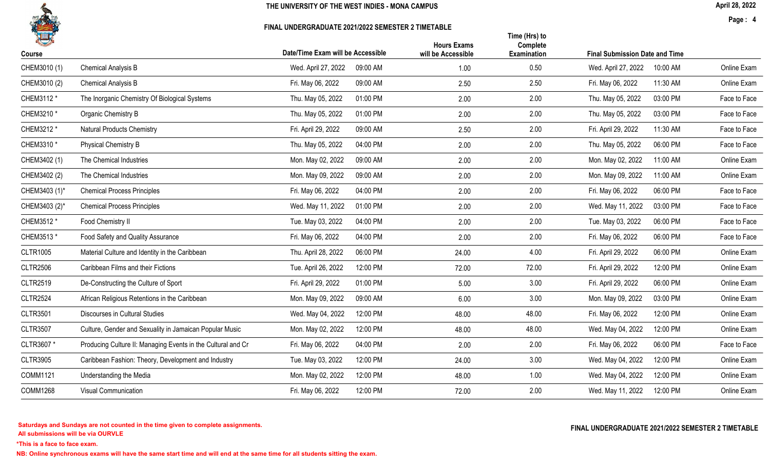# THE UNIVERSITY OF THE WEST INDIES - MONA CAMPUS

## FINAL UNDERGRADUATE 2021/2022 SEMESTER 2 TIMETABLE

April 28, 2022

| Course | | Date/Time Exam will be Accessible | | Hours Exams will be Accessible | Time (Hrs) to Complete Examination | Final Submission Date and Time | | |
|---|---|---|---|---|---|---|---|---|
| CHEM3010 (1) | Chemical Analysis B | Wed. April 27, 2022 | 09:00 AM | 1.00 | 0.50 | Wed. April 27, 2022 | 10:00 AM | Online Exam |
| CHEM3010 (2) | Chemical Analysis B | Fri. May 06, 2022 | 09:00 AM | 2.50 | 2.50 | Fri. May 06, 2022 | 11:30 AM | Online Exam |
| CHEM3112 * | The Inorganic Chemistry Of Biological Systems | Thu. May 05, 2022 | 01:00 PM | 2.00 | 2.00 | Thu. May 05, 2022 | 03:00 PM | Face to Face |
| CHEM3210 * | Organic Chemistry B | Thu. May 05, 2022 | 01:00 PM | 2.00 | 2.00 | Thu. May 05, 2022 | 03:00 PM | Face to Face |
| CHEM3212 * | Natural Products Chemistry | Fri. April 29, 2022 | 09:00 AM | 2.50 | 2.00 | Fri. April 29, 2022 | 11:30 AM | Face to Face |
| CHEM3310 * | Physical Chemistry B | Thu. May 05, 2022 | 04:00 PM | 2.00 | 2.00 | Thu. May 05, 2022 | 06:00 PM | Face to Face |
| CHEM3402 (1) | The Chemical Industries | Mon. May 02, 2022 | 09:00 AM | 2.00 | 2.00 | Mon. May 02, 2022 | 11:00 AM | Online Exam |
| CHEM3402 (2) | The Chemical Industries | Mon. May 09, 2022 | 09:00 AM | 2.00 | 2.00 | Mon. May 09, 2022 | 11:00 AM | Online Exam |
| CHEM3403 (1)* | Chemical Process Principles | Fri. May 06, 2022 | 04:00 PM | 2.00 | 2.00 | Fri. May 06, 2022 | 06:00 PM | Face to Face |
| CHEM3403 (2)* | Chemical Process Principles | Wed. May 11, 2022 | 01:00 PM | 2.00 | 2.00 | Wed. May 11, 2022 | 03:00 PM | Face to Face |
| CHEM3512 * | Food Chemistry II | Tue. May 03, 2022 | 04:00 PM | 2.00 | 2.00 | Tue. May 03, 2022 | 06:00 PM | Face to Face |
| CHEM3513 * | Food Safety and Quality Assurance | Fri. May 06, 2022 | 04:00 PM | 2.00 | 2.00 | Fri. May 06, 2022 | 06:00 PM | Face to Face |
| CLTR1005 | Material Culture and Identity in the Caribbean | Thu. April 28, 2022 | 06:00 PM | 24.00 | 4.00 | Fri. April 29, 2022 | 06:00 PM | Online Exam |
| CLTR2506 | Caribbean Films and their Fictions | Tue. April 26, 2022 | 12:00 PM | 72.00 | 72.00 | Fri. April 29, 2022 | 12:00 PM | Online Exam |
| CLTR2519 | De-Constructing the Culture of Sport | Fri. April 29, 2022 | 01:00 PM | 5.00 | 3.00 | Fri. April 29, 2022 | 06:00 PM | Online Exam |
| CLTR2524 | African Religious Retentions in the Caribbean | Mon. May 09, 2022 | 09:00 AM | 6.00 | 3.00 | Mon. May 09, 2022 | 03:00 PM | Online Exam |
| CLTR3501 | Discourses in Cultural Studies | Wed. May 04, 2022 | 12:00 PM | 48.00 | 48.00 | Fri. May 06, 2022 | 12:00 PM | Online Exam |
| CLTR3507 | Culture, Gender and Sexuality in Jamaican Popular Music | Mon. May 02, 2022 | 12:00 PM | 48.00 | 48.00 | Wed. May 04, 2022 | 12:00 PM | Online Exam |
| CLTR3607 * | Producing Culture II: Managing Events in the Cultural and Cr | Fri. May 06, 2022 | 04:00 PM | 2.00 | 2.00 | Fri. May 06, 2022 | 06:00 PM | Face to Face |
| CLTR3905 | Caribbean Fashion: Theory, Development and Industry | Tue. May 03, 2022 | 12:00 PM | 24.00 | 3.00 | Wed. May 04, 2022 | 12:00 PM | Online Exam |
| COMM1121 | Understanding the Media | Mon. May 02, 2022 | 12:00 PM | 48.00 | 1.00 | Wed. May 04, 2022 | 12:00 PM | Online Exam |
| COMM1268 | Visual Communication | Fri. May 06, 2022 | 12:00 PM | 72.00 | 2.00 | Wed. May 11, 2022 | 12:00 PM | Online Exam |

**Saturdays and Sundays are not counted in the time given to complete assignments.**
**All submissions will be via OURVLE**

***This is a face to face exam.**

**NB: Online synchronous exams will have the same start time and will end at the same time for all students sitting the exam.**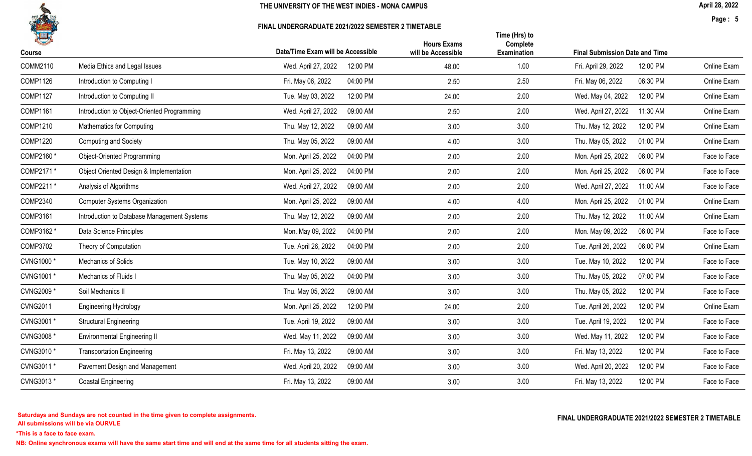# THE UNIVERSITY OF THE WEST INDIES - MONA CAMPUS

## FINAL UNDERGRADUATE 2021/2022 SEMESTER 2 TIMETABLE

| Course | | Date/Time Exam will be Accessible | | Hours Exams will be Accessible | Time (Hrs) to Complete Examination | Final Submission Date and Time | | |
|---|---|---|---|---|---|---|---|---|
| COMM2110 | Media Ethics and Legal Issues | Wed. April 27, 2022 | 12:00 PM | 48.00 | 1.00 | Fri. April 29, 2022 | 12:00 PM | Online Exam |
| COMP1126 | Introduction to Computing I | Fri. May 06, 2022 | 04:00 PM | 2.50 | 2.50 | Fri. May 06, 2022 | 06:30 PM | Online Exam |
| COMP1127 | Introduction to Computing II | Tue. May 03, 2022 | 12:00 PM | 24.00 | 2.00 | Wed. May 04, 2022 | 12:00 PM | Online Exam |
| COMP1161 | Introduction to Object-Oriented Programming | Wed. April 27, 2022 | 09:00 AM | 2.50 | 2.00 | Wed. April 27, 2022 | 11:30 AM | Online Exam |
| COMP1210 | Mathematics for Computing | Thu. May 12, 2022 | 09:00 AM | 3.00 | 3.00 | Thu. May 12, 2022 | 12:00 PM | Online Exam |
| COMP1220 | Computing and Society | Thu. May 05, 2022 | 09:00 AM | 4.00 | 3.00 | Thu. May 05, 2022 | 01:00 PM | Online Exam |
| COMP2160 * | Object-Oriented Programming | Mon. April 25, 2022 | 04:00 PM | 2.00 | 2.00 | Mon. April 25, 2022 | 06:00 PM | Face to Face |
| COMP2171 * | Object Oriented Design & Implementation | Mon. April 25, 2022 | 04:00 PM | 2.00 | 2.00 | Mon. April 25, 2022 | 06:00 PM | Face to Face |
| COMP2211 * | Analysis of Algorithms | Wed. April 27, 2022 | 09:00 AM | 2.00 | 2.00 | Wed. April 27, 2022 | 11:00 AM | Face to Face |
| COMP2340 | Computer Systems Organization | Mon. April 25, 2022 | 09:00 AM | 4.00 | 4.00 | Mon. April 25, 2022 | 01:00 PM | Online Exam |
| COMP3161 | Introduction to Database Management Systems | Thu. May 12, 2022 | 09:00 AM | 2.00 | 2.00 | Thu. May 12, 2022 | 11:00 AM | Online Exam |
| COMP3162 * | Data Science Principles | Mon. May 09, 2022 | 04:00 PM | 2.00 | 2.00 | Mon. May 09, 2022 | 06:00 PM | Face to Face |
| COMP3702 | Theory of Computation | Tue. April 26, 2022 | 04:00 PM | 2.00 | 2.00 | Tue. April 26, 2022 | 06:00 PM | Online Exam |
| CVNG1000 * | Mechanics of Solids | Tue. May 10, 2022 | 09:00 AM | 3.00 | 3.00 | Tue. May 10, 2022 | 12:00 PM | Face to Face |
| CVNG1001 * | Mechanics of Fluids I | Thu. May 05, 2022 | 04:00 PM | 3.00 | 3.00 | Thu. May 05, 2022 | 07:00 PM | Face to Face |
| CVNG2009 * | Soil Mechanics II | Thu. May 05, 2022 | 09:00 AM | 3.00 | 3.00 | Thu. May 05, 2022 | 12:00 PM | Face to Face |
| CVNG2011 | Engineering Hydrology | Mon. April 25, 2022 | 12:00 PM | 24.00 | 2.00 | Tue. April 26, 2022 | 12:00 PM | Online Exam |
| CVNG3001 * | Structural Engineering | Tue. April 19, 2022 | 09:00 AM | 3.00 | 3.00 | Tue. April 19, 2022 | 12:00 PM | Face to Face |
| CVNG3008 * | Environmental Engineering II | Wed. May 11, 2022 | 09:00 AM | 3.00 | 3.00 | Wed. May 11, 2022 | 12:00 PM | Face to Face |
| CVNG3010 * | Transportation Engineering | Fri. May 13, 2022 | 09:00 AM | 3.00 | 3.00 | Fri. May 13, 2022 | 12:00 PM | Face to Face |
| CVNG3011 * | Pavement Design and Management | Wed. April 20, 2022 | 09:00 AM | 3.00 | 3.00 | Wed. April 20, 2022 | 12:00 PM | Face to Face |
| CVNG3013 * | Coastal Engineering | Fri. May 13, 2022 | 09:00 AM | 3.00 | 3.00 | Fri. May 13, 2022 | 12:00 PM | Face to Face |

**Saturdays and Sundays are not counted in the time given to complete assignments.**
**All submissions will be via OURVLE**

***This is a face to face exam.**

**NB: Online synchronous exams will have the same start time and will end at the same time for all students sitting the exam.**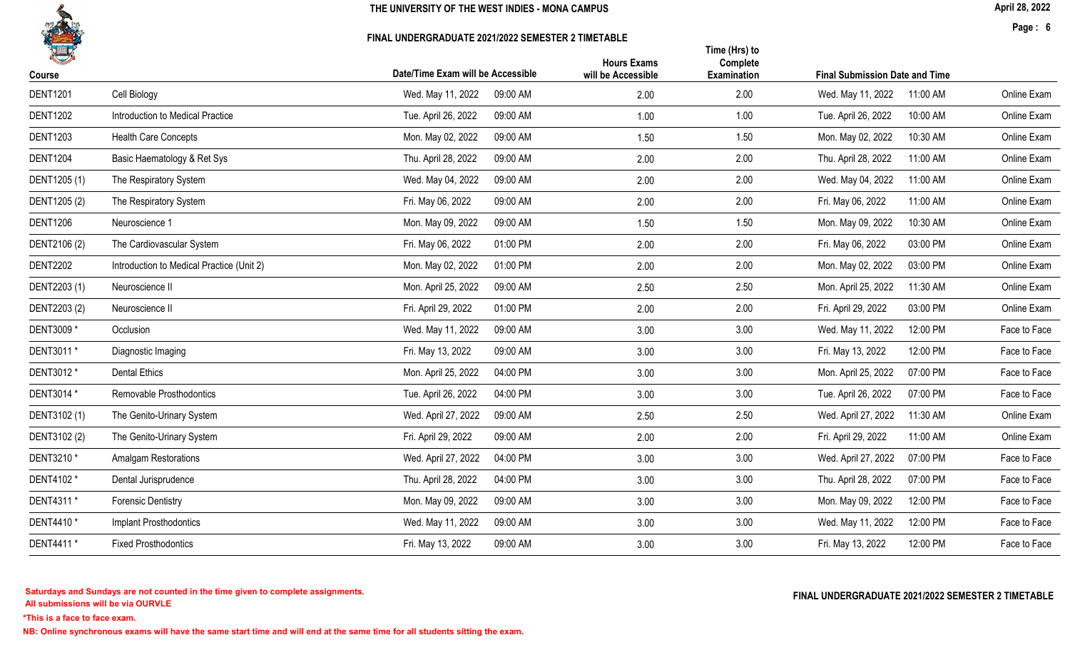THE UNIVERSITY OF THE WEST INDIES - MONA CAMPUS

FINAL UNDERGRADUATE 2021/2022 SEMESTER 2 TIMETABLE

| Course | | Date/Time Exam will be Accessible | | Hours Exams will be Accessible | Time (Hrs) to Complete Examination | Final Submission Date and Time | | |
|---|---|---|---|---|---|---|---|---|
| DENT1201 | Cell Biology | Wed. May 11, 2022 | 09:00 AM | 2.00 | 2.00 | Wed. May 11, 2022 | 11:00 AM | Online Exam |
| DENT1202 | Introduction to Medical Practice | Tue. April 26, 2022 | 09:00 AM | 1.00 | 1.00 | Tue. April 26, 2022 | 10:00 AM | Online Exam |
| DENT1203 | Health Care Concepts | Mon. May 02, 2022 | 09:00 AM | 1.50 | 1.50 | Mon. May 02, 2022 | 10:30 AM | Online Exam |
| DENT1204 | Basic Haematology & Ret Sys | Thu. April 28, 2022 | 09:00 AM | 2.00 | 2.00 | Thu. April 28, 2022 | 11:00 AM | Online Exam |
| DENT1205 (1) | The Respiratory System | Wed. May 04, 2022 | 09:00 AM | 2.00 | 2.00 | Wed. May 04, 2022 | 11:00 AM | Online Exam |
| DENT1205 (2) | The Respiratory System | Fri. May 06, 2022 | 09:00 AM | 2.00 | 2.00 | Fri. May 06, 2022 | 11:00 AM | Online Exam |
| DENT1206 | Neuroscience 1 | Mon. May 09, 2022 | 09:00 AM | 1.50 | 1.50 | Mon. May 09, 2022 | 10:30 AM | Online Exam |
| DENT2106 (2) | The Cardiovascular System | Fri. May 06, 2022 | 01:00 PM | 2.00 | 2.00 | Fri. May 06, 2022 | 03:00 PM | Online Exam |
| DENT2202 | Introduction to Medical Practice (Unit 2) | Mon. May 02, 2022 | 01:00 PM | 2.00 | 2.00 | Mon. May 02, 2022 | 03:00 PM | Online Exam |
| DENT2203 (1) | Neuroscience II | Mon. April 25, 2022 | 09:00 AM | 2.50 | 2.50 | Mon. April 25, 2022 | 11:30 AM | Online Exam |
| DENT2203 (2) | Neuroscience II | Fri. April 29, 2022 | 01:00 PM | 2.00 | 2.00 | Fri. April 29, 2022 | 03:00 PM | Online Exam |
| DENT3009 * | Occlusion | Wed. May 11, 2022 | 09:00 AM | 3.00 | 3.00 | Wed. May 11, 2022 | 12:00 PM | Face to Face |
| DENT3011 * | Diagnostic Imaging | Fri. May 13, 2022 | 09:00 AM | 3.00 | 3.00 | Fri. May 13, 2022 | 12:00 PM | Face to Face |
| DENT3012 * | Dental Ethics | Mon. April 25, 2022 | 04:00 PM | 3.00 | 3.00 | Mon. April 25, 2022 | 07:00 PM | Face to Face |
| DENT3014 * | Removable Prosthodontics | Tue. April 26, 2022 | 04:00 PM | 3.00 | 3.00 | Tue. April 26, 2022 | 07:00 PM | Face to Face |
| DENT3102 (1) | The Genito-Urinary System | Wed. April 27, 2022 | 09:00 AM | 2.50 | 2.50 | Wed. April 27, 2022 | 11:30 AM | Online Exam |
| DENT3102 (2) | The Genito-Urinary System | Fri. April 29, 2022 | 09:00 AM | 2.00 | 2.00 | Fri. April 29, 2022 | 11:00 AM | Online Exam |
| DENT3210 * | Amalgam Restorations | Wed. April 27, 2022 | 04:00 PM | 3.00 | 3.00 | Wed. April 27, 2022 | 07:00 PM | Face to Face |
| DENT4102 * | Dental Jurisprudence | Thu. April 28, 2022 | 04:00 PM | 3.00 | 3.00 | Thu. April 28, 2022 | 07:00 PM | Face to Face |
| DENT4311 * | Forensic Dentistry | Mon. May 09, 2022 | 09:00 AM | 3.00 | 3.00 | Mon. May 09, 2022 | 12:00 PM | Face to Face |
| DENT4410 * | Implant Prosthodontics | Wed. May 11, 2022 | 09:00 AM | 3.00 | 3.00 | Wed. May 11, 2022 | 12:00 PM | Face to Face |
| DENT4411 * | Fixed Prosthodontics | Fri. May 13, 2022 | 09:00 AM | 3.00 | 3.00 | Fri. May 13, 2022 | 12:00 PM | Face to Face |

**Saturdays and Sundays are not counted in the time given to complete assignments.**
**All submissions will be via OURVLE**

***This is a face to face exam.**

**NB: Online synchronous exams will have the same start time and will end at the same time for all students sitting the exam.**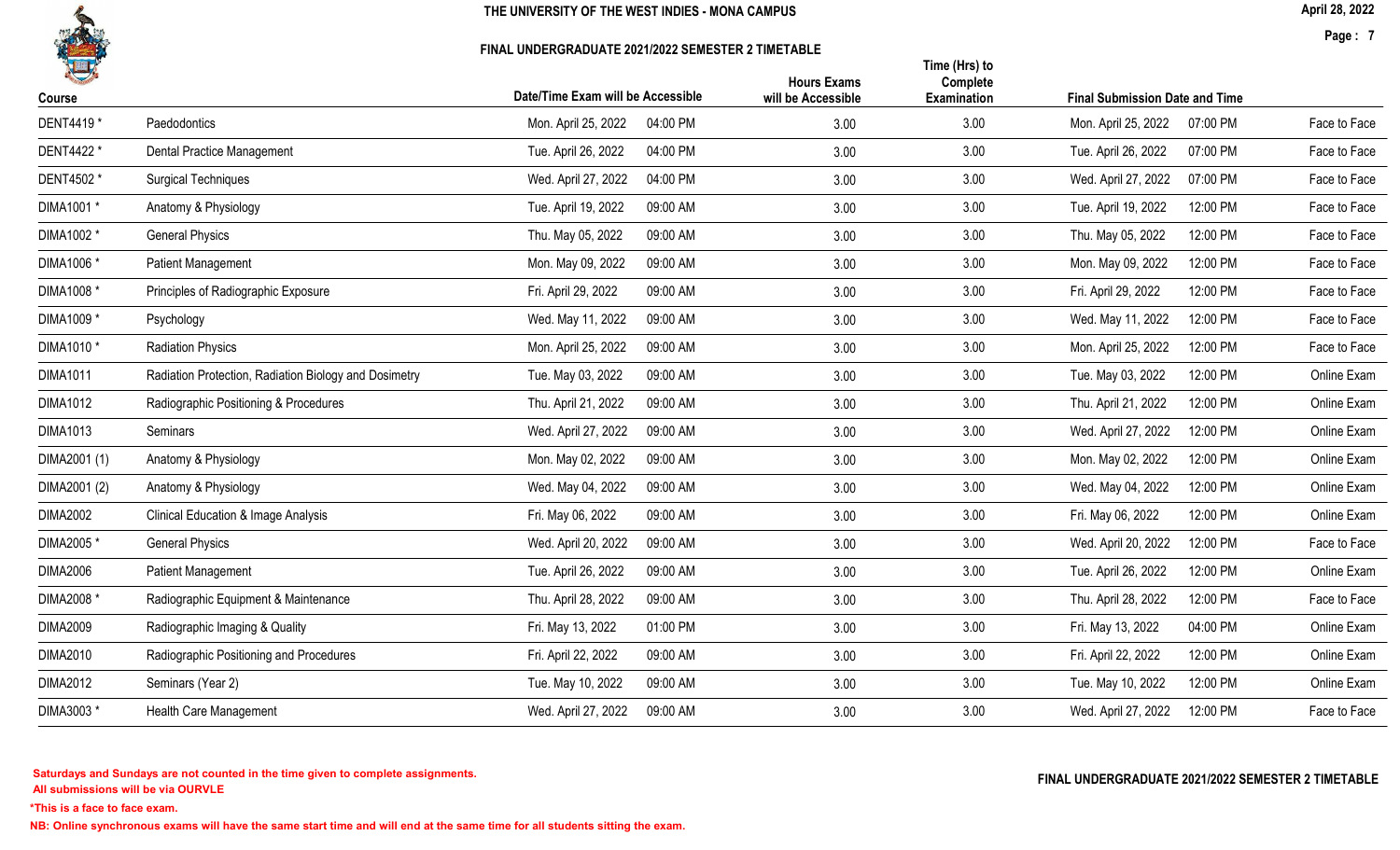THE UNIVERSITY OF THE WEST INDIES - MONA CAMPUS

FINAL UNDERGRADUATE 2021/2022 SEMESTER 2 TIMETABLE

| Course | | Date/Time Exam will be Accessible | | Hours Exams will be Accessible | Time (Hrs) to Complete Examination | Final Submission Date and Time | | |
|---|---|---|---|---|---|---|---|---|
| DENT4419 * | Paedodontics | Mon. April 25, 2022 | 04:00 PM | 3.00 | 3.00 | Mon. April 25, 2022 | 07:00 PM | Face to Face |
| DENT4422 * | Dental Practice Management | Tue. April 26, 2022 | 04:00 PM | 3.00 | 3.00 | Tue. April 26, 2022 | 07:00 PM | Face to Face |
| DENT4502 * | Surgical Techniques | Wed. April 27, 2022 | 04:00 PM | 3.00 | 3.00 | Wed. April 27, 2022 | 07:00 PM | Face to Face |
| DIMA1001 * | Anatomy & Physiology | Tue. April 19, 2022 | 09:00 AM | 3.00 | 3.00 | Tue. April 19, 2022 | 12:00 PM | Face to Face |
| DIMA1002 * | General Physics | Thu. May 05, 2022 | 09:00 AM | 3.00 | 3.00 | Thu. May 05, 2022 | 12:00 PM | Face to Face |
| DIMA1006 * | Patient Management | Mon. May 09, 2022 | 09:00 AM | 3.00 | 3.00 | Mon. May 09, 2022 | 12:00 PM | Face to Face |
| DIMA1008 * | Principles of Radiographic Exposure | Fri. April 29, 2022 | 09:00 AM | 3.00 | 3.00 | Fri. April 29, 2022 | 12:00 PM | Face to Face |
| DIMA1009 * | Psychology | Wed. May 11, 2022 | 09:00 AM | 3.00 | 3.00 | Wed. May 11, 2022 | 12:00 PM | Face to Face |
| DIMA1010 * | Radiation Physics | Mon. April 25, 2022 | 09:00 AM | 3.00 | 3.00 | Mon. April 25, 2022 | 12:00 PM | Face to Face |
| DIMA1011 | Radiation Protection, Radiation Biology and Dosimetry | Tue. May 03, 2022 | 09:00 AM | 3.00 | 3.00 | Tue. May 03, 2022 | 12:00 PM | Online Exam |
| DIMA1012 | Radiographic Positioning & Procedures | Thu. April 21, 2022 | 09:00 AM | 3.00 | 3.00 | Thu. April 21, 2022 | 12:00 PM | Online Exam |
| DIMA1013 | Seminars | Wed. April 27, 2022 | 09:00 AM | 3.00 | 3.00 | Wed. April 27, 2022 | 12:00 PM | Online Exam |
| DIMA2001 (1) | Anatomy & Physiology | Mon. May 02, 2022 | 09:00 AM | 3.00 | 3.00 | Mon. May 02, 2022 | 12:00 PM | Online Exam |
| DIMA2001 (2) | Anatomy & Physiology | Wed. May 04, 2022 | 09:00 AM | 3.00 | 3.00 | Wed. May 04, 2022 | 12:00 PM | Online Exam |
| DIMA2002 | Clinical Education & Image Analysis | Fri. May 06, 2022 | 09:00 AM | 3.00 | 3.00 | Fri. May 06, 2022 | 12:00 PM | Online Exam |
| DIMA2005 * | General Physics | Wed. April 20, 2022 | 09:00 AM | 3.00 | 3.00 | Wed. April 20, 2022 | 12:00 PM | Face to Face |
| DIMA2006 | Patient Management | Tue. April 26, 2022 | 09:00 AM | 3.00 | 3.00 | Tue. April 26, 2022 | 12:00 PM | Online Exam |
| DIMA2008 * | Radiographic Equipment & Maintenance | Thu. April 28, 2022 | 09:00 AM | 3.00 | 3.00 | Thu. April 28, 2022 | 12:00 PM | Face to Face |
| DIMA2009 | Radiographic Imaging & Quality | Fri. May 13, 2022 | 01:00 PM | 3.00 | 3.00 | Fri. May 13, 2022 | 04:00 PM | Online Exam |
| DIMA2010 | Radiographic Positioning and Procedures | Fri. April 22, 2022 | 09:00 AM | 3.00 | 3.00 | Fri. April 22, 2022 | 12:00 PM | Online Exam |
| DIMA2012 | Seminars (Year 2) | Tue. May 10, 2022 | 09:00 AM | 3.00 | 3.00 | Tue. May 10, 2022 | 12:00 PM | Online Exam |
| DIMA3003 * | Health Care Management | Wed. April 27, 2022 | 09:00 AM | 3.00 | 3.00 | Wed. April 27, 2022 | 12:00 PM | Face to Face |

**Saturdays and Sundays are not counted in the time given to complete assignments.**
**All submissions will be via OURVLE**

***This is a face to face exam.**

**NB: Online synchronous exams will have the same start time and will end at the same time for all students sitting the exam.**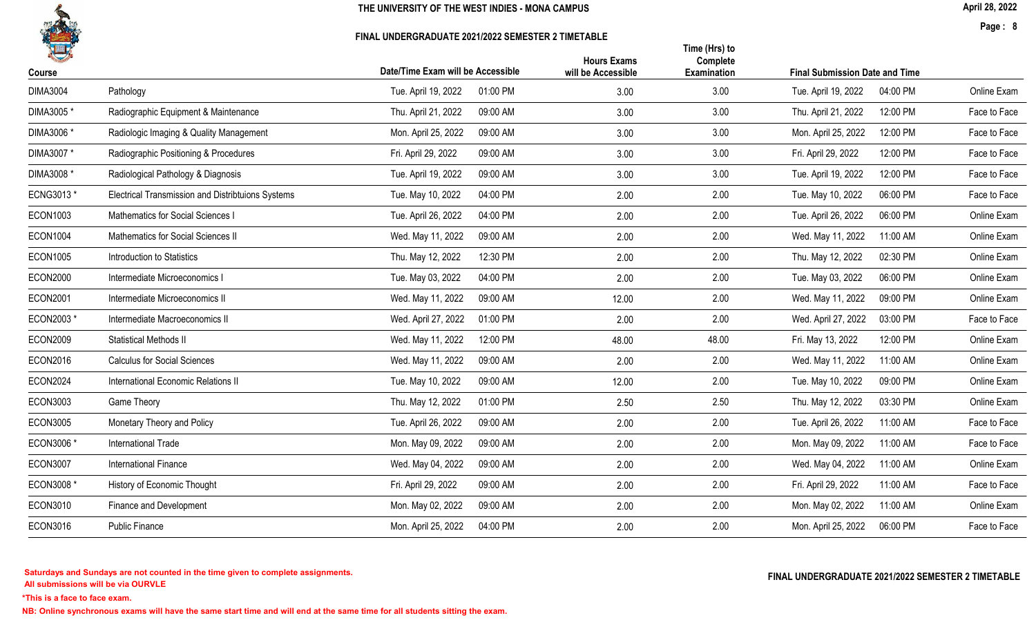# THE UNIVERSITY OF THE WEST INDIES - MONA CAMPUS

## FINAL UNDERGRADUATE 2021/2022 SEMESTER 2 TIMETABLE

April 28, 2022

| Course | | Date/Time Exam will be Accessible | | Hours Exams will be Accessible | Time (Hrs) to Complete Examination | Final Submission Date and Time | | |
|---|---|---|---|---|---|---|---|---|
| DIMA3004 | Pathology | Tue. April 19, 2022 | 01:00 PM | 3.00 | 3.00 | Tue. April 19, 2022 | 04:00 PM | Online Exam |
| DIMA3005 * | Radiographic Equipment & Maintenance | Thu. April 21, 2022 | 09:00 AM | 3.00 | 3.00 | Thu. April 21, 2022 | 12:00 PM | Face to Face |
| DIMA3006 * | Radiologic Imaging & Quality Management | Mon. April 25, 2022 | 09:00 AM | 3.00 | 3.00 | Mon. April 25, 2022 | 12:00 PM | Face to Face |
| DIMA3007 * | Radiographic Positioning & Procedures | Fri. April 29, 2022 | 09:00 AM | 3.00 | 3.00 | Fri. April 29, 2022 | 12:00 PM | Face to Face |
| DIMA3008 * | Radiological Pathology & Diagnosis | Tue. April 19, 2022 | 09:00 AM | 3.00 | 3.00 | Tue. April 19, 2022 | 12:00 PM | Face to Face |
| ECNG3013 * | Electrical Transmission and Distribtuions Systems | Tue. May 10, 2022 | 04:00 PM | 2.00 | 2.00 | Tue. May 10, 2022 | 06:00 PM | Face to Face |
| ECON1003 | Mathematics for Social Sciences I | Tue. April 26, 2022 | 04:00 PM | 2.00 | 2.00 | Tue. April 26, 2022 | 06:00 PM | Online Exam |
| ECON1004 | Mathematics for Social Sciences II | Wed. May 11, 2022 | 09:00 AM | 2.00 | 2.00 | Wed. May 11, 2022 | 11:00 AM | Online Exam |
| ECON1005 | Introduction to Statistics | Thu. May 12, 2022 | 12:30 PM | 2.00 | 2.00 | Thu. May 12, 2022 | 02:30 PM | Online Exam |
| ECON2000 | Intermediate Microeconomics I | Tue. May 03, 2022 | 04:00 PM | 2.00 | 2.00 | Tue. May 03, 2022 | 06:00 PM | Online Exam |
| ECON2001 | Intermediate Microeconomics II | Wed. May 11, 2022 | 09:00 AM | 12.00 | 2.00 | Wed. May 11, 2022 | 09:00 PM | Online Exam |
| ECON2003 * | Intermediate Macroeconomics II | Wed. April 27, 2022 | 01:00 PM | 2.00 | 2.00 | Wed. April 27, 2022 | 03:00 PM | Face to Face |
| ECON2009 | Statistical Methods II | Wed. May 11, 2022 | 12:00 PM | 48.00 | 48.00 | Fri. May 13, 2022 | 12:00 PM | Online Exam |
| ECON2016 | Calculus for Social Sciences | Wed. May 11, 2022 | 09:00 AM | 2.00 | 2.00 | Wed. May 11, 2022 | 11:00 AM | Online Exam |
| ECON2024 | International Economic Relations II | Tue. May 10, 2022 | 09:00 AM | 12.00 | 2.00 | Tue. May 10, 2022 | 09:00 PM | Online Exam |
| ECON3003 | Game Theory | Thu. May 12, 2022 | 01:00 PM | 2.50 | 2.50 | Thu. May 12, 2022 | 03:30 PM | Online Exam |
| ECON3005 | Monetary Theory and Policy | Tue. April 26, 2022 | 09:00 AM | 2.00 | 2.00 | Tue. April 26, 2022 | 11:00 AM | Face to Face |
| ECON3006 * | International Trade | Mon. May 09, 2022 | 09:00 AM | 2.00 | 2.00 | Mon. May 09, 2022 | 11:00 AM | Face to Face |
| ECON3007 | International Finance | Wed. May 04, 2022 | 09:00 AM | 2.00 | 2.00 | Wed. May 04, 2022 | 11:00 AM | Online Exam |
| ECON3008 * | History of Economic Thought | Fri. April 29, 2022 | 09:00 AM | 2.00 | 2.00 | Fri. April 29, 2022 | 11:00 AM | Face to Face |
| ECON3010 | Finance and Development | Mon. May 02, 2022 | 09:00 AM | 2.00 | 2.00 | Mon. May 02, 2022 | 11:00 AM | Online Exam |
| ECON3016 | Public Finance | Mon. April 25, 2022 | 04:00 PM | 2.00 | 2.00 | Mon. April 25, 2022 | 06:00 PM | Face to Face |

**Saturdays and Sundays are not counted in the time given to complete assignments.**
**All submissions will be via OURVLE**

***This is a face to face exam.**

**NB: Online synchronous exams will have the same start time and will end at the same time for all students sitting the exam.**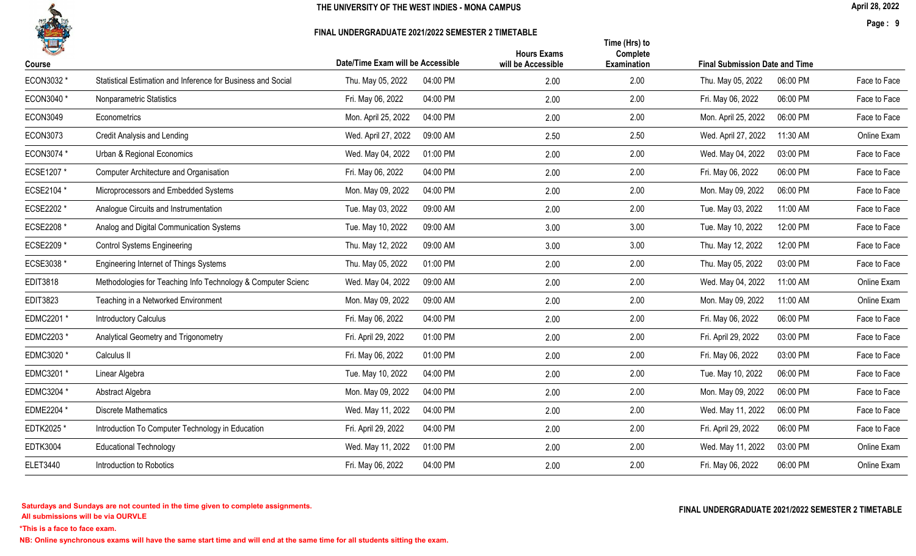# THE UNIVERSITY OF THE WEST INDIES - MONA CAMPUS

## FINAL UNDERGRADUATE 2021/2022 SEMESTER 2 TIMETABLE

April 28, 2022

| Course | | Date/Time Exam will be Accessible | | Hours Exams will be Accessible | Time (Hrs) to Complete Examination | Final Submission Date and Time | | |
|---|---|---|---|---|---|---|---|---|
| ECON3032 * | Statistical Estimation and Inference for Business and Social | Thu. May 05, 2022 | 04:00 PM | 2.00 | 2.00 | Thu. May 05, 2022 | 06:00 PM | Face to Face |
| ECON3040 * | Nonparametric Statistics | Fri. May 06, 2022 | 04:00 PM | 2.00 | 2.00 | Fri. May 06, 2022 | 06:00 PM | Face to Face |
| ECON3049 | Econometrics | Mon. April 25, 2022 | 04:00 PM | 2.00 | 2.00 | Mon. April 25, 2022 | 06:00 PM | Face to Face |
| ECON3073 | Credit Analysis and Lending | Wed. April 27, 2022 | 09:00 AM | 2.50 | 2.50 | Wed. April 27, 2022 | 11:30 AM | Online Exam |
| ECON3074 * | Urban & Regional Economics | Wed. May 04, 2022 | 01:00 PM | 2.00 | 2.00 | Wed. May 04, 2022 | 03:00 PM | Face to Face |
| ECSE1207 * | Computer Architecture and Organisation | Fri. May 06, 2022 | 04:00 PM | 2.00 | 2.00 | Fri. May 06, 2022 | 06:00 PM | Face to Face |
| ECSE2104 * | Microprocessors and Embedded Systems | Mon. May 09, 2022 | 04:00 PM | 2.00 | 2.00 | Mon. May 09, 2022 | 06:00 PM | Face to Face |
| ECSE2202 * | Analogue Circuits and Instrumentation | Tue. May 03, 2022 | 09:00 AM | 2.00 | 2.00 | Tue. May 03, 2022 | 11:00 AM | Face to Face |
| ECSE2208 * | Analog and Digital Communication Systems | Tue. May 10, 2022 | 09:00 AM | 3.00 | 3.00 | Tue. May 10, 2022 | 12:00 PM | Face to Face |
| ECSE2209 * | Control Systems Engineering | Thu. May 12, 2022 | 09:00 AM | 3.00 | 3.00 | Thu. May 12, 2022 | 12:00 PM | Face to Face |
| ECSE3038 * | Engineering Internet of Things Systems | Thu. May 05, 2022 | 01:00 PM | 2.00 | 2.00 | Thu. May 05, 2022 | 03:00 PM | Face to Face |
| EDIT3818 | Methodologies for Teaching Info Technology & Computer Scienc | Wed. May 04, 2022 | 09:00 AM | 2.00 | 2.00 | Wed. May 04, 2022 | 11:00 AM | Online Exam |
| EDIT3823 | Teaching in a Networked Environment | Mon. May 09, 2022 | 09:00 AM | 2.00 | 2.00 | Mon. May 09, 2022 | 11:00 AM | Online Exam |
| EDMC2201 * | Introductory Calculus | Fri. May 06, 2022 | 04:00 PM | 2.00 | 2.00 | Fri. May 06, 2022 | 06:00 PM | Face to Face |
| EDMC2203 * | Analytical Geometry and Trigonometry | Fri. April 29, 2022 | 01:00 PM | 2.00 | 2.00 | Fri. April 29, 2022 | 03:00 PM | Face to Face |
| EDMC3020 * | Calculus II | Fri. May 06, 2022 | 01:00 PM | 2.00 | 2.00 | Fri. May 06, 2022 | 03:00 PM | Face to Face |
| EDMC3201 * | Linear Algebra | Tue. May 10, 2022 | 04:00 PM | 2.00 | 2.00 | Tue. May 10, 2022 | 06:00 PM | Face to Face |
| EDMC3204 * | Abstract Algebra | Mon. May 09, 2022 | 04:00 PM | 2.00 | 2.00 | Mon. May 09, 2022 | 06:00 PM | Face to Face |
| EDME2204 * | Discrete Mathematics | Wed. May 11, 2022 | 04:00 PM | 2.00 | 2.00 | Wed. May 11, 2022 | 06:00 PM | Face to Face |
| EDTK2025 * | Introduction To Computer Technology in Education | Fri. April 29, 2022 | 04:00 PM | 2.00 | 2.00 | Fri. April 29, 2022 | 06:00 PM | Face to Face |
| EDTK3004 | Educational Technology | Wed. May 11, 2022 | 01:00 PM | 2.00 | 2.00 | Wed. May 11, 2022 | 03:00 PM | Online Exam |
| ELET3440 | Introduction to Robotics | Fri. May 06, 2022 | 04:00 PM | 2.00 | 2.00 | Fri. May 06, 2022 | 06:00 PM | Online Exam |

**Saturdays and Sundays are not counted in the time given to complete assignments.**
**All submissions will be via OURVLE**

**FINAL UNDERGRADUATE 2021/2022 SEMESTER 2 TIMETABLE**

***This is a face to face exam.**

**NB: Online synchronous exams will have the same start time and will end at the same time for all students sitting the exam.**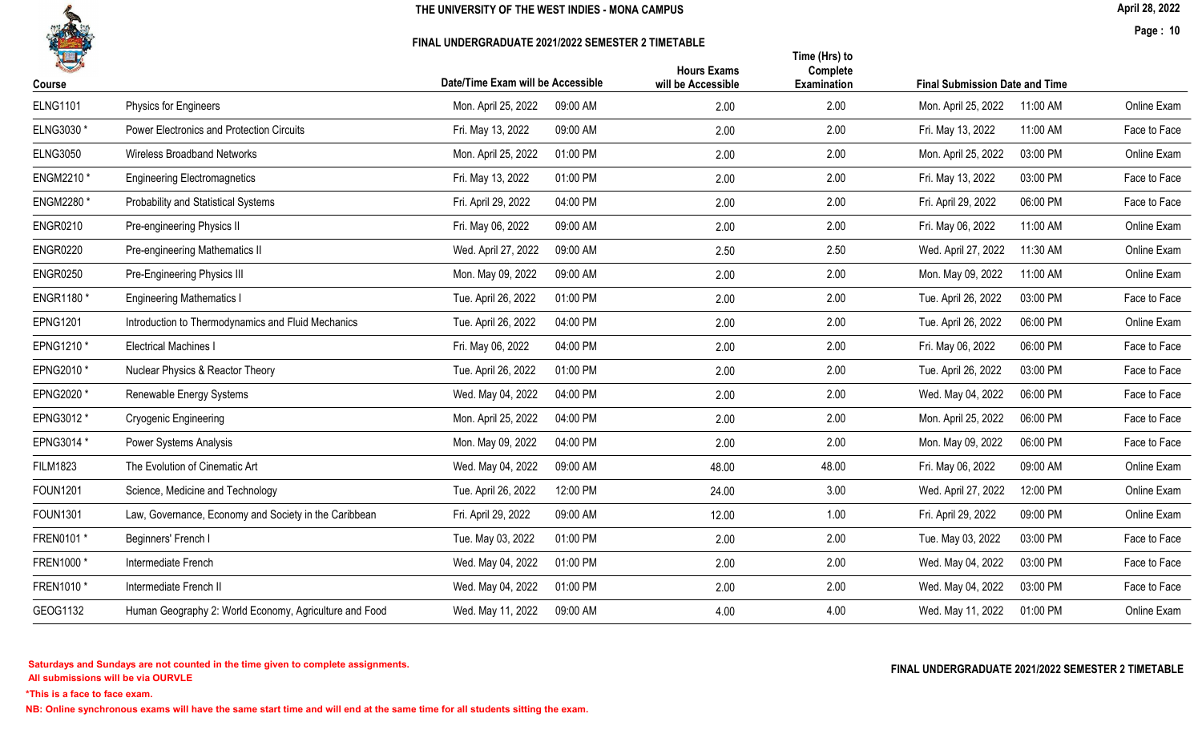# THE UNIVERSITY OF THE WEST INDIES - MONA CAMPUS

## FINAL UNDERGRADUATE 2021/2022 SEMESTER 2 TIMETABLE

| Course | | Date/Time Exam will be Accessible | | Hours Exams will be Accessible | Time (Hrs) to Complete Examination | Final Submission Date and Time | | |
|---|---|---|---|---|---|---|---|---|
| ELNG1101 | Physics for Engineers | Mon. April 25, 2022 | 09:00 AM | 2.00 | 2.00 | Mon. April 25, 2022 | 11:00 AM | Online Exam |
| ELNG3030 * | Power Electronics and Protection Circuits | Fri. May 13, 2022 | 09:00 AM | 2.00 | 2.00 | Fri. May 13, 2022 | 11:00 AM | Face to Face |
| ELNG3050 | Wireless Broadband Networks | Mon. April 25, 2022 | 01:00 PM | 2.00 | 2.00 | Mon. April 25, 2022 | 03:00 PM | Online Exam |
| ENGM2210 * | Engineering Electromagnetics | Fri. May 13, 2022 | 01:00 PM | 2.00 | 2.00 | Fri. May 13, 2022 | 03:00 PM | Face to Face |
| ENGM2280 * | Probability and Statistical Systems | Fri. April 29, 2022 | 04:00 PM | 2.00 | 2.00 | Fri. April 29, 2022 | 06:00 PM | Face to Face |
| ENGR0210 | Pre-engineering Physics II | Fri. May 06, 2022 | 09:00 AM | 2.00 | 2.00 | Fri. May 06, 2022 | 11:00 AM | Online Exam |
| ENGR0220 | Pre-engineering Mathematics II | Wed. April 27, 2022 | 09:00 AM | 2.50 | 2.50 | Wed. April 27, 2022 | 11:30 AM | Online Exam |
| ENGR0250 | Pre-Engineering Physics III | Mon. May 09, 2022 | 09:00 AM | 2.00 | 2.00 | Mon. May 09, 2022 | 11:00 AM | Online Exam |
| ENGR1180 * | Engineering Mathematics I | Tue. April 26, 2022 | 01:00 PM | 2.00 | 2.00 | Tue. April 26, 2022 | 03:00 PM | Face to Face |
| EPNG1201 | Introduction to Thermodynamics and Fluid Mechanics | Tue. April 26, 2022 | 04:00 PM | 2.00 | 2.00 | Tue. April 26, 2022 | 06:00 PM | Online Exam |
| EPNG1210 * | Electrical Machines I | Fri. May 06, 2022 | 04:00 PM | 2.00 | 2.00 | Fri. May 06, 2022 | 06:00 PM | Face to Face |
| EPNG2010 * | Nuclear Physics & Reactor Theory | Tue. April 26, 2022 | 01:00 PM | 2.00 | 2.00 | Tue. April 26, 2022 | 03:00 PM | Face to Face |
| EPNG2020 * | Renewable Energy Systems | Wed. May 04, 2022 | 04:00 PM | 2.00 | 2.00 | Wed. May 04, 2022 | 06:00 PM | Face to Face |
| EPNG3012 * | Cryogenic Engineering | Mon. April 25, 2022 | 04:00 PM | 2.00 | 2.00 | Mon. April 25, 2022 | 06:00 PM | Face to Face |
| EPNG3014 * | Power Systems Analysis | Mon. May 09, 2022 | 04:00 PM | 2.00 | 2.00 | Mon. May 09, 2022 | 06:00 PM | Face to Face |
| FILM1823 | The Evolution of Cinematic Art | Wed. May 04, 2022 | 09:00 AM | 48.00 | 48.00 | Fri. May 06, 2022 | 09:00 AM | Online Exam |
| FOUN1201 | Science, Medicine and Technology | Tue. April 26, 2022 | 12:00 PM | 24.00 | 3.00 | Wed. April 27, 2022 | 12:00 PM | Online Exam |
| FOUN1301 | Law, Governance, Economy and Society in the Caribbean | Fri. April 29, 2022 | 09:00 AM | 12.00 | 1.00 | Fri. April 29, 2022 | 09:00 PM | Online Exam |
| FREN0101 * | Beginners' French I | Tue. May 03, 2022 | 01:00 PM | 2.00 | 2.00 | Tue. May 03, 2022 | 03:00 PM | Face to Face |
| FREN1000 * | Intermediate French | Wed. May 04, 2022 | 01:00 PM | 2.00 | 2.00 | Wed. May 04, 2022 | 03:00 PM | Face to Face |
| FREN1010 * | Intermediate French II | Wed. May 04, 2022 | 01:00 PM | 2.00 | 2.00 | Wed. May 04, 2022 | 03:00 PM | Face to Face |
| GEOG1132 | Human Geography 2: World Economy, Agriculture and Food | Wed. May 11, 2022 | 09:00 AM | 4.00 | 4.00 | Wed. May 11, 2022 | 01:00 PM | Online Exam |

**Saturdays and Sundays are not counted in the time given to complete assignments.**
**All submissions will be via OURVLE**

***This is a face to face exam.**

**NB: Online synchronous exams will have the same start time and will end at the same time for all students sitting the exam.**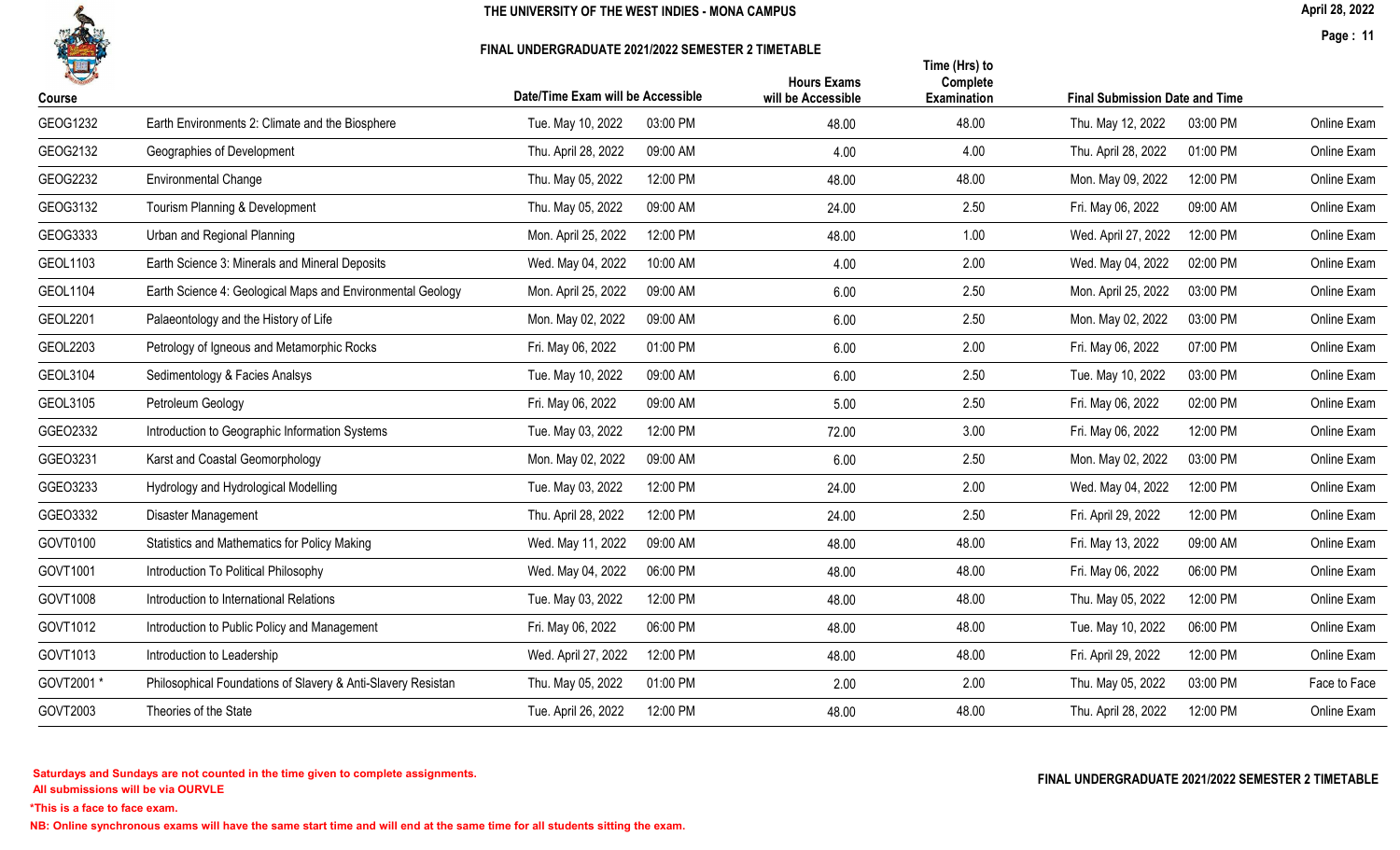# THE UNIVERSITY OF THE WEST INDIES - MONA CAMPUS

## FINAL UNDERGRADUATE 2021/2022 SEMESTER 2 TIMETABLE

| Course | | Date/Time Exam will be Accessible | | Hours Exams will be Accessible | Time (Hrs) to Complete Examination | Final Submission Date and Time | | |
|---|---|---|---|---|---|---|---|---|
| GEOG1232 | Earth Environments 2: Climate and the Biosphere | Tue. May 10, 2022 | 03:00 PM | 48.00 | 48.00 | Thu. May 12, 2022 | 03:00 PM | Online Exam |
| GEOG2132 | Geographies of Development | Thu. April 28, 2022 | 09:00 AM | 4.00 | 4.00 | Thu. April 28, 2022 | 01:00 PM | Online Exam |
| GEOG2232 | Environmental Change | Thu. May 05, 2022 | 12:00 PM | 48.00 | 48.00 | Mon. May 09, 2022 | 12:00 PM | Online Exam |
| GEOG3132 | Tourism Planning & Development | Thu. May 05, 2022 | 09:00 AM | 24.00 | 2.50 | Fri. May 06, 2022 | 09:00 AM | Online Exam |
| GEOG3333 | Urban and Regional Planning | Mon. April 25, 2022 | 12:00 PM | 48.00 | 1.00 | Wed. April 27, 2022 | 12:00 PM | Online Exam |
| GEOL1103 | Earth Science 3: Minerals and Mineral Deposits | Wed. May 04, 2022 | 10:00 AM | 4.00 | 2.00 | Wed. May 04, 2022 | 02:00 PM | Online Exam |
| GEOL1104 | Earth Science 4: Geological Maps and Environmental Geology | Mon. April 25, 2022 | 09:00 AM | 6.00 | 2.50 | Mon. April 25, 2022 | 03:00 PM | Online Exam |
| GEOL2201 | Palaeontology and the History of Life | Mon. May 02, 2022 | 09:00 AM | 6.00 | 2.50 | Mon. May 02, 2022 | 03:00 PM | Online Exam |
| GEOL2203 | Petrology of Igneous and Metamorphic Rocks | Fri. May 06, 2022 | 01:00 PM | 6.00 | 2.00 | Fri. May 06, 2022 | 07:00 PM | Online Exam |
| GEOL3104 | Sedimentology & Facies Analsys | Tue. May 10, 2022 | 09:00 AM | 6.00 | 2.50 | Tue. May 10, 2022 | 03:00 PM | Online Exam |
| GEOL3105 | Petroleum Geology | Fri. May 06, 2022 | 09:00 AM | 5.00 | 2.50 | Fri. May 06, 2022 | 02:00 PM | Online Exam |
| GGEO2332 | Introduction to Geographic Information Systems | Tue. May 03, 2022 | 12:00 PM | 72.00 | 3.00 | Fri. May 06, 2022 | 12:00 PM | Online Exam |
| GGEO3231 | Karst and Coastal Geomorphology | Mon. May 02, 2022 | 09:00 AM | 6.00 | 2.50 | Mon. May 02, 2022 | 03:00 PM | Online Exam |
| GGEO3233 | Hydrology and Hydrological Modelling | Tue. May 03, 2022 | 12:00 PM | 24.00 | 2.00 | Wed. May 04, 2022 | 12:00 PM | Online Exam |
| GGEO3332 | Disaster Management | Thu. April 28, 2022 | 12:00 PM | 24.00 | 2.50 | Fri. April 29, 2022 | 12:00 PM | Online Exam |
| GOVT0100 | Statistics and Mathematics for Policy Making | Wed. May 11, 2022 | 09:00 AM | 48.00 | 48.00 | Fri. May 13, 2022 | 09:00 AM | Online Exam |
| GOVT1001 | Introduction To Political Philosophy | Wed. May 04, 2022 | 06:00 PM | 48.00 | 48.00 | Fri. May 06, 2022 | 06:00 PM | Online Exam |
| GOVT1008 | Introduction to International Relations | Tue. May 03, 2022 | 12:00 PM | 48.00 | 48.00 | Thu. May 05, 2022 | 12:00 PM | Online Exam |
| GOVT1012 | Introduction to Public Policy and Management | Fri. May 06, 2022 | 06:00 PM | 48.00 | 48.00 | Tue. May 10, 2022 | 06:00 PM | Online Exam |
| GOVT1013 | Introduction to Leadership | Wed. April 27, 2022 | 12:00 PM | 48.00 | 48.00 | Fri. April 29, 2022 | 12:00 PM | Online Exam |
| GOVT2001 * | Philosophical Foundations of Slavery & Anti-Slavery Resistan | Thu. May 05, 2022 | 01:00 PM | 2.00 | 2.00 | Thu. May 05, 2022 | 03:00 PM | Face to Face |
| GOVT2003 | Theories of the State | Tue. April 26, 2022 | 12:00 PM | 48.00 | 48.00 | Thu. April 28, 2022 | 12:00 PM | Online Exam |

**Saturdays and Sundays are not counted in the time given to complete assignments.**
**All submissions will be via OURVLE**

***This is a face to face exam.**

**NB: Online synchronous exams will have the same start time and will end at the same time for all students sitting the exam.**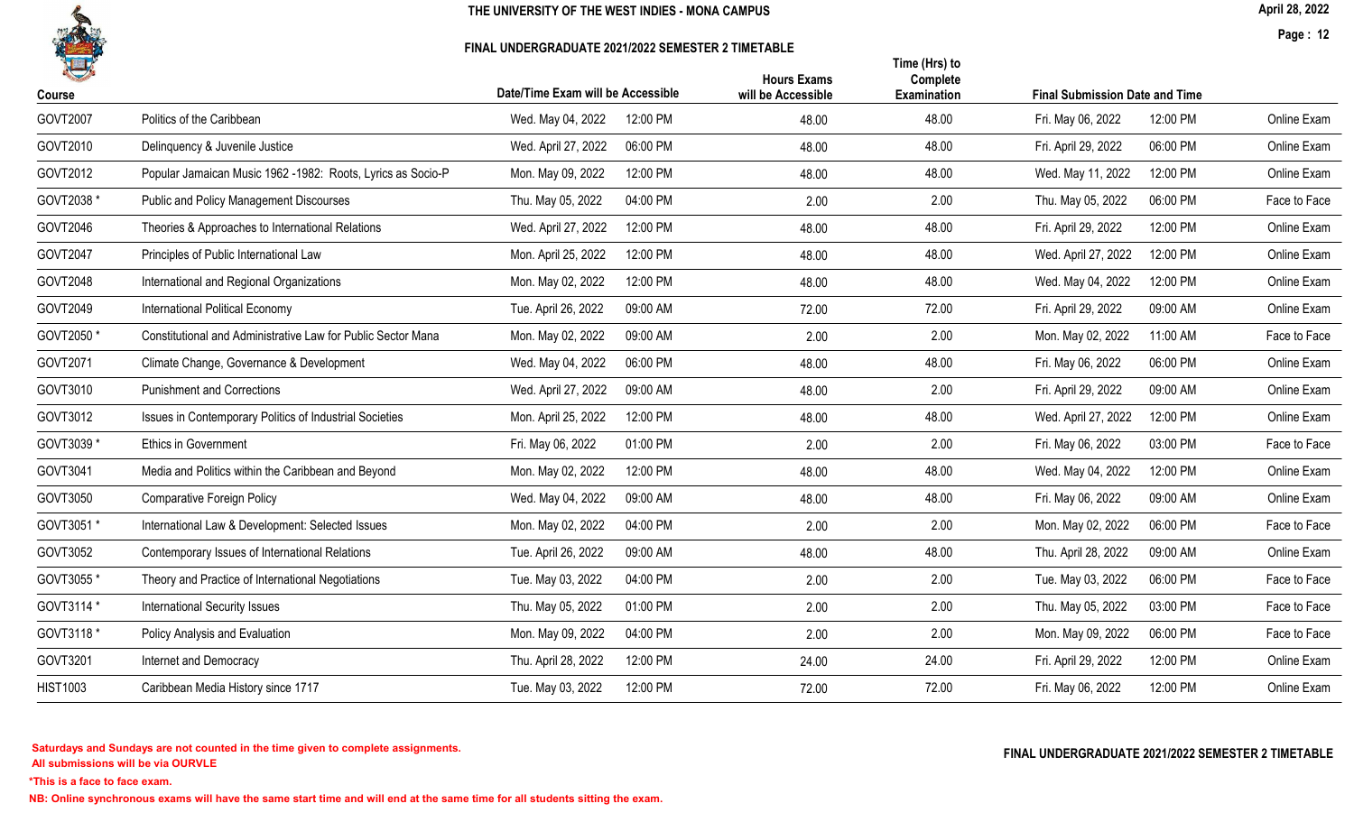# THE UNIVERSITY OF THE WEST INDIES - MONA CAMPUS

## FINAL UNDERGRADUATE 2021/2022 SEMESTER 2 TIMETABLE

April 28, 2022

| Course | | Date/Time Exam will be Accessible | | Hours Exams will be Accessible | Time (Hrs) to Complete Examination | Final Submission Date and Time | | |
|---|---|---|---|---|---|---|---|---|
| GOVT2007 | Politics of the Caribbean | Wed. May 04, 2022 | 12:00 PM | 48.00 | 48.00 | Fri. May 06, 2022 | 12:00 PM | Online Exam |
| GOVT2010 | Delinquency & Juvenile Justice | Wed. April 27, 2022 | 06:00 PM | 48.00 | 48.00 | Fri. April 29, 2022 | 06:00 PM | Online Exam |
| GOVT2012 | Popular Jamaican Music 1962 -1982: Roots, Lyrics as Socio-P | Mon. May 09, 2022 | 12:00 PM | 48.00 | 48.00 | Wed. May 11, 2022 | 12:00 PM | Online Exam |
| GOVT2038 * | Public and Policy Management Discourses | Thu. May 05, 2022 | 04:00 PM | 2.00 | 2.00 | Thu. May 05, 2022 | 06:00 PM | Face to Face |
| GOVT2046 | Theories & Approaches to International Relations | Wed. April 27, 2022 | 12:00 PM | 48.00 | 48.00 | Fri. April 29, 2022 | 12:00 PM | Online Exam |
| GOVT2047 | Principles of Public International Law | Mon. April 25, 2022 | 12:00 PM | 48.00 | 48.00 | Wed. April 27, 2022 | 12:00 PM | Online Exam |
| GOVT2048 | International and Regional Organizations | Mon. May 02, 2022 | 12:00 PM | 48.00 | 48.00 | Wed. May 04, 2022 | 12:00 PM | Online Exam |
| GOVT2049 | International Political Economy | Tue. April 26, 2022 | 09:00 AM | 72.00 | 72.00 | Fri. April 29, 2022 | 09:00 AM | Online Exam |
| GOVT2050 * | Constitutional and Administrative Law for Public Sector Mana | Mon. May 02, 2022 | 09:00 AM | 2.00 | 2.00 | Mon. May 02, 2022 | 11:00 AM | Face to Face |
| GOVT2071 | Climate Change, Governance & Development | Wed. May 04, 2022 | 06:00 PM | 48.00 | 48.00 | Fri. May 06, 2022 | 06:00 PM | Online Exam |
| GOVT3010 | Punishment and Corrections | Wed. April 27, 2022 | 09:00 AM | 48.00 | 2.00 | Fri. April 29, 2022 | 09:00 AM | Online Exam |
| GOVT3012 | Issues in Contemporary Politics of Industrial Societies | Mon. April 25, 2022 | 12:00 PM | 48.00 | 48.00 | Wed. April 27, 2022 | 12:00 PM | Online Exam |
| GOVT3039 * | Ethics in Government | Fri. May 06, 2022 | 01:00 PM | 2.00 | 2.00 | Fri. May 06, 2022 | 03:00 PM | Face to Face |
| GOVT3041 | Media and Politics within the Caribbean and Beyond | Mon. May 02, 2022 | 12:00 PM | 48.00 | 48.00 | Wed. May 04, 2022 | 12:00 PM | Online Exam |
| GOVT3050 | Comparative Foreign Policy | Wed. May 04, 2022 | 09:00 AM | 48.00 | 48.00 | Fri. May 06, 2022 | 09:00 AM | Online Exam |
| GOVT3051 * | International Law & Development: Selected Issues | Mon. May 02, 2022 | 04:00 PM | 2.00 | 2.00 | Mon. May 02, 2022 | 06:00 PM | Face to Face |
| GOVT3052 | Contemporary Issues of International Relations | Tue. April 26, 2022 | 09:00 AM | 48.00 | 48.00 | Thu. April 28, 2022 | 09:00 AM | Online Exam |
| GOVT3055 * | Theory and Practice of International Negotiations | Tue. May 03, 2022 | 04:00 PM | 2.00 | 2.00 | Tue. May 03, 2022 | 06:00 PM | Face to Face |
| GOVT3114 * | International Security Issues | Thu. May 05, 2022 | 01:00 PM | 2.00 | 2.00 | Thu. May 05, 2022 | 03:00 PM | Face to Face |
| GOVT3118 * | Policy Analysis and Evaluation | Mon. May 09, 2022 | 04:00 PM | 2.00 | 2.00 | Mon. May 09, 2022 | 06:00 PM | Face to Face |
| GOVT3201 | Internet and Democracy | Thu. April 28, 2022 | 12:00 PM | 24.00 | 24.00 | Fri. April 29, 2022 | 12:00 PM | Online Exam |
| HIST1003 | Caribbean Media History since 1717 | Tue. May 03, 2022 | 12:00 PM | 72.00 | 72.00 | Fri. May 06, 2022 | 12:00 PM | Online Exam |

**Saturdays and Sundays are not counted in the time given to complete assignments.**
**All submissions will be via OURVLE**

**FINAL UNDERGRADUATE 2021/2022 SEMESTER 2 TIMETABLE**

**\*This is a face to face exam.**

**NB: Online synchronous exams will have the same start time and will end at the same time for all students sitting the exam.**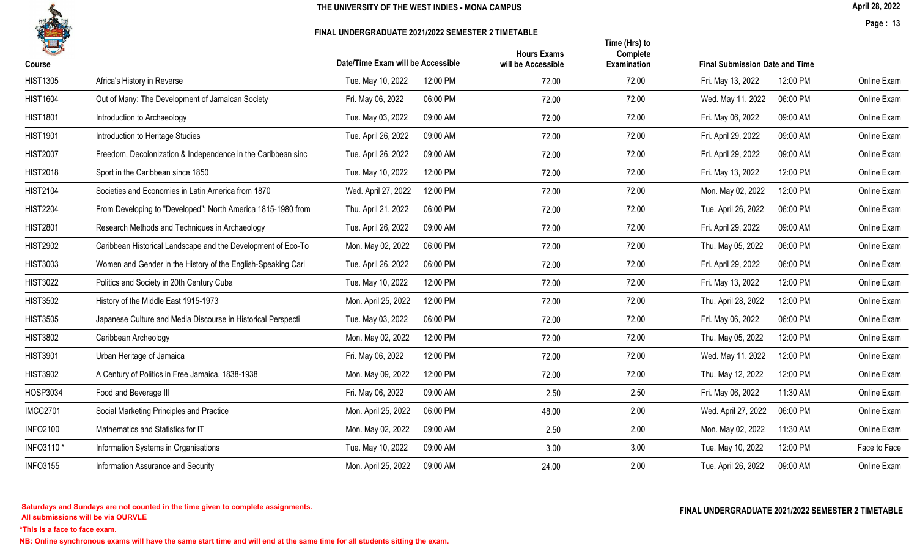THE UNIVERSITY OF THE WEST INDIES - MONA CAMPUS

FINAL UNDERGRADUATE 2021/2022 SEMESTER 2 TIMETABLE

| Course | | Date/Time Exam will be Accessible | | Hours Exams will be Accessible | Time (Hrs) to Complete Examination | Final Submission Date and Time | | |
|---|---|---|---|---|---|---|---|---|
| HIST1305 | Africa's History in Reverse | Tue. May 10, 2022 | 12:00 PM | 72.00 | 72.00 | Fri. May 13, 2022 | 12:00 PM | Online Exam |
| HIST1604 | Out of Many: The Development of Jamaican Society | Fri. May 06, 2022 | 06:00 PM | 72.00 | 72.00 | Wed. May 11, 2022 | 06:00 PM | Online Exam |
| HIST1801 | Introduction to Archaeology | Tue. May 03, 2022 | 09:00 AM | 72.00 | 72.00 | Fri. May 06, 2022 | 09:00 AM | Online Exam |
| HIST1901 | Introduction to Heritage Studies | Tue. April 26, 2022 | 09:00 AM | 72.00 | 72.00 | Fri. April 29, 2022 | 09:00 AM | Online Exam |
| HIST2007 | Freedom, Decolonization & Independence in the Caribbean sinc | Tue. April 26, 2022 | 09:00 AM | 72.00 | 72.00 | Fri. April 29, 2022 | 09:00 AM | Online Exam |
| HIST2018 | Sport in the Caribbean since 1850 | Tue. May 10, 2022 | 12:00 PM | 72.00 | 72.00 | Fri. May 13, 2022 | 12:00 PM | Online Exam |
| HIST2104 | Societies and Economies in Latin America from 1870 | Wed. April 27, 2022 | 12:00 PM | 72.00 | 72.00 | Mon. May 02, 2022 | 12:00 PM | Online Exam |
| HIST2204 | From Developing to "Developed": North America 1815-1980 from | Thu. April 21, 2022 | 06:00 PM | 72.00 | 72.00 | Tue. April 26, 2022 | 06:00 PM | Online Exam |
| HIST2801 | Research Methods and Techniques in Archaeology | Tue. April 26, 2022 | 09:00 AM | 72.00 | 72.00 | Fri. April 29, 2022 | 09:00 AM | Online Exam |
| HIST2902 | Caribbean Historical Landscape and the Development of Eco-To | Mon. May 02, 2022 | 06:00 PM | 72.00 | 72.00 | Thu. May 05, 2022 | 06:00 PM | Online Exam |
| HIST3003 | Women and Gender in the History of the English-Speaking Cari | Tue. April 26, 2022 | 06:00 PM | 72.00 | 72.00 | Fri. April 29, 2022 | 06:00 PM | Online Exam |
| HIST3022 | Politics and Society in 20th Century Cuba | Tue. May 10, 2022 | 12:00 PM | 72.00 | 72.00 | Fri. May 13, 2022 | 12:00 PM | Online Exam |
| HIST3502 | History of the Middle East 1915-1973 | Mon. April 25, 2022 | 12:00 PM | 72.00 | 72.00 | Thu. April 28, 2022 | 12:00 PM | Online Exam |
| HIST3505 | Japanese Culture and Media Discourse in Historical Perspecti | Tue. May 03, 2022 | 06:00 PM | 72.00 | 72.00 | Fri. May 06, 2022 | 06:00 PM | Online Exam |
| HIST3802 | Caribbean Archeology | Mon. May 02, 2022 | 12:00 PM | 72.00 | 72.00 | Thu. May 05, 2022 | 12:00 PM | Online Exam |
| HIST3901 | Urban Heritage of Jamaica | Fri. May 06, 2022 | 12:00 PM | 72.00 | 72.00 | Wed. May 11, 2022 | 12:00 PM | Online Exam |
| HIST3902 | A Century of Politics in Free Jamaica, 1838-1938 | Mon. May 09, 2022 | 12:00 PM | 72.00 | 72.00 | Thu. May 12, 2022 | 12:00 PM | Online Exam |
| HOSP3034 | Food and Beverage III | Fri. May 06, 2022 | 09:00 AM | 2.50 | 2.50 | Fri. May 06, 2022 | 11:30 AM | Online Exam |
| IMCC2701 | Social Marketing Principles and Practice | Mon. April 25, 2022 | 06:00 PM | 48.00 | 2.00 | Wed. April 27, 2022 | 06:00 PM | Online Exam |
| INFO2100 | Mathematics and Statistics for IT | Mon. May 02, 2022 | 09:00 AM | 2.50 | 2.00 | Mon. May 02, 2022 | 11:30 AM | Online Exam |
| INFO3110 * | Information Systems in Organisations | Tue. May 10, 2022 | 09:00 AM | 3.00 | 3.00 | Tue. May 10, 2022 | 12:00 PM | Face to Face |
| INFO3155 | Information Assurance and Security | Mon. April 25, 2022 | 09:00 AM | 24.00 | 2.00 | Tue. April 26, 2022 | 09:00 AM | Online Exam |

**Saturdays and Sundays are not counted in the time given to complete assignments.**
**All submissions will be via OURVLE**

***This is a face to face exam.**

**NB: Online synchronous exams will have the same start time and will end at the same time for all students sitting the exam.**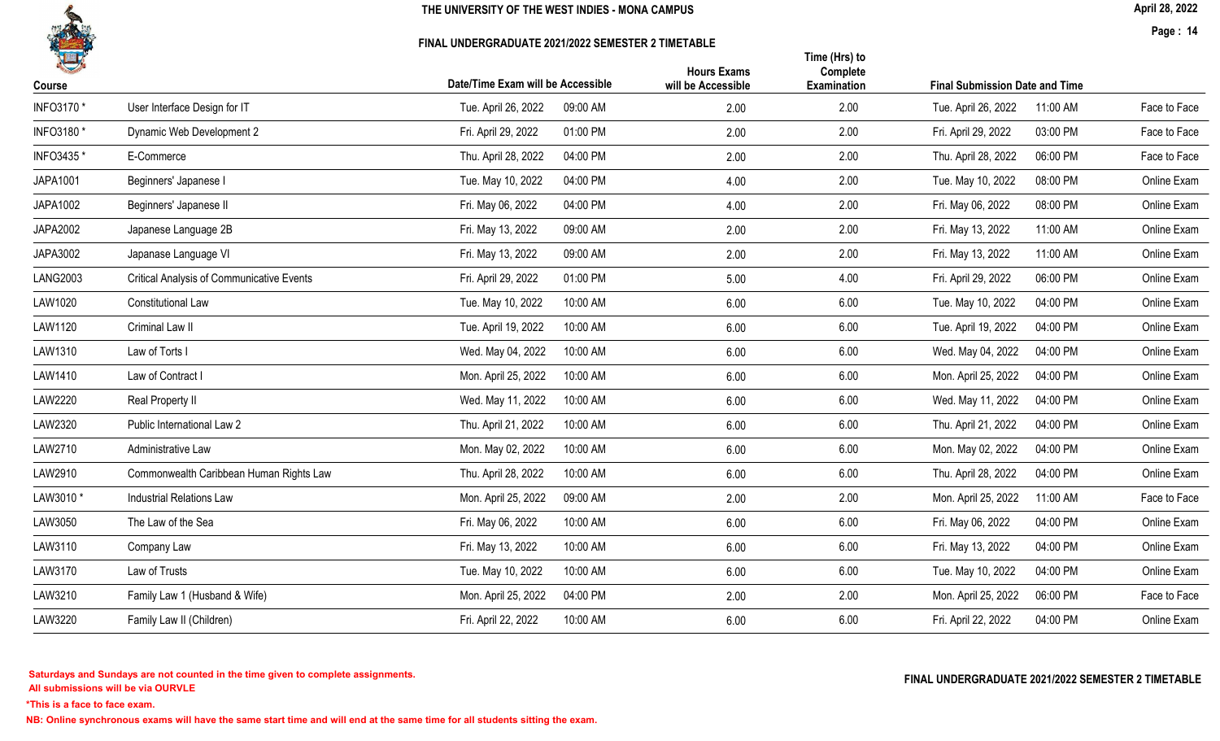THE UNIVERSITY OF THE WEST INDIES - MONA CAMPUS

FINAL UNDERGRADUATE 2021/2022 SEMESTER 2 TIMETABLE

April 28, 2022

| Course | | Date/Time Exam will be Accessible | | Hours Exams will be Accessible | Time (Hrs) to Complete Examination | Final Submission Date and Time | | |
|---|---|---|---|---|---|---|---|---|
| INFO3170 * | User Interface Design for IT | Tue. April 26, 2022 | 09:00 AM | 2.00 | 2.00 | Tue. April 26, 2022 | 11:00 AM | Face to Face |
| INFO3180 * | Dynamic Web Development 2 | Fri. April 29, 2022 | 01:00 PM | 2.00 | 2.00 | Fri. April 29, 2022 | 03:00 PM | Face to Face |
| INFO3435 * | E-Commerce | Thu. April 28, 2022 | 04:00 PM | 2.00 | 2.00 | Thu. April 28, 2022 | 06:00 PM | Face to Face |
| JAPA1001 | Beginners' Japanese I | Tue. May 10, 2022 | 04:00 PM | 4.00 | 2.00 | Tue. May 10, 2022 | 08:00 PM | Online Exam |
| JAPA1002 | Beginners' Japanese II | Fri. May 06, 2022 | 04:00 PM | 4.00 | 2.00 | Fri. May 06, 2022 | 08:00 PM | Online Exam |
| JAPA2002 | Japanese Language 2B | Fri. May 13, 2022 | 09:00 AM | 2.00 | 2.00 | Fri. May 13, 2022 | 11:00 AM | Online Exam |
| JAPA3002 | Japanase Language VI | Fri. May 13, 2022 | 09:00 AM | 2.00 | 2.00 | Fri. May 13, 2022 | 11:00 AM | Online Exam |
| LANG2003 | Critical Analysis of Communicative Events | Fri. April 29, 2022 | 01:00 PM | 5.00 | 4.00 | Fri. April 29, 2022 | 06:00 PM | Online Exam |
| LAW1020 | Constitutional Law | Tue. May 10, 2022 | 10:00 AM | 6.00 | 6.00 | Tue. May 10, 2022 | 04:00 PM | Online Exam |
| LAW1120 | Criminal Law II | Tue. April 19, 2022 | 10:00 AM | 6.00 | 6.00 | Tue. April 19, 2022 | 04:00 PM | Online Exam |
| LAW1310 | Law of Torts I | Wed. May 04, 2022 | 10:00 AM | 6.00 | 6.00 | Wed. May 04, 2022 | 04:00 PM | Online Exam |
| LAW1410 | Law of Contract I | Mon. April 25, 2022 | 10:00 AM | 6.00 | 6.00 | Mon. April 25, 2022 | 04:00 PM | Online Exam |
| LAW2220 | Real Property II | Wed. May 11, 2022 | 10:00 AM | 6.00 | 6.00 | Wed. May 11, 2022 | 04:00 PM | Online Exam |
| LAW2320 | Public International Law 2 | Thu. April 21, 2022 | 10:00 AM | 6.00 | 6.00 | Thu. April 21, 2022 | 04:00 PM | Online Exam |
| LAW2710 | Administrative Law | Mon. May 02, 2022 | 10:00 AM | 6.00 | 6.00 | Mon. May 02, 2022 | 04:00 PM | Online Exam |
| LAW2910 | Commonwealth Caribbean Human Rights Law | Thu. April 28, 2022 | 10:00 AM | 6.00 | 6.00 | Thu. April 28, 2022 | 04:00 PM | Online Exam |
| LAW3010 * | Industrial Relations Law | Mon. April 25, 2022 | 09:00 AM | 2.00 | 2.00 | Mon. April 25, 2022 | 11:00 AM | Face to Face |
| LAW3050 | The Law of the Sea | Fri. May 06, 2022 | 10:00 AM | 6.00 | 6.00 | Fri. May 06, 2022 | 04:00 PM | Online Exam |
| LAW3110 | Company Law | Fri. May 13, 2022 | 10:00 AM | 6.00 | 6.00 | Fri. May 13, 2022 | 04:00 PM | Online Exam |
| LAW3170 | Law of Trusts | Tue. May 10, 2022 | 10:00 AM | 6.00 | 6.00 | Tue. May 10, 2022 | 04:00 PM | Online Exam |
| LAW3210 | Family Law 1 (Husband & Wife) | Mon. April 25, 2022 | 04:00 PM | 2.00 | 2.00 | Mon. April 25, 2022 | 06:00 PM | Face to Face |
| LAW3220 | Family Law II (Children) | Fri. April 22, 2022 | 10:00 AM | 6.00 | 6.00 | Fri. April 22, 2022 | 04:00 PM | Online Exam |

**Saturdays and Sundays are not counted in the time given to complete assignments.**
**All submissions will be via OURVLE**

***This is a face to face exam.**

**NB: Online synchronous exams will have the same start time and will end at the same time for all students sitting the exam.**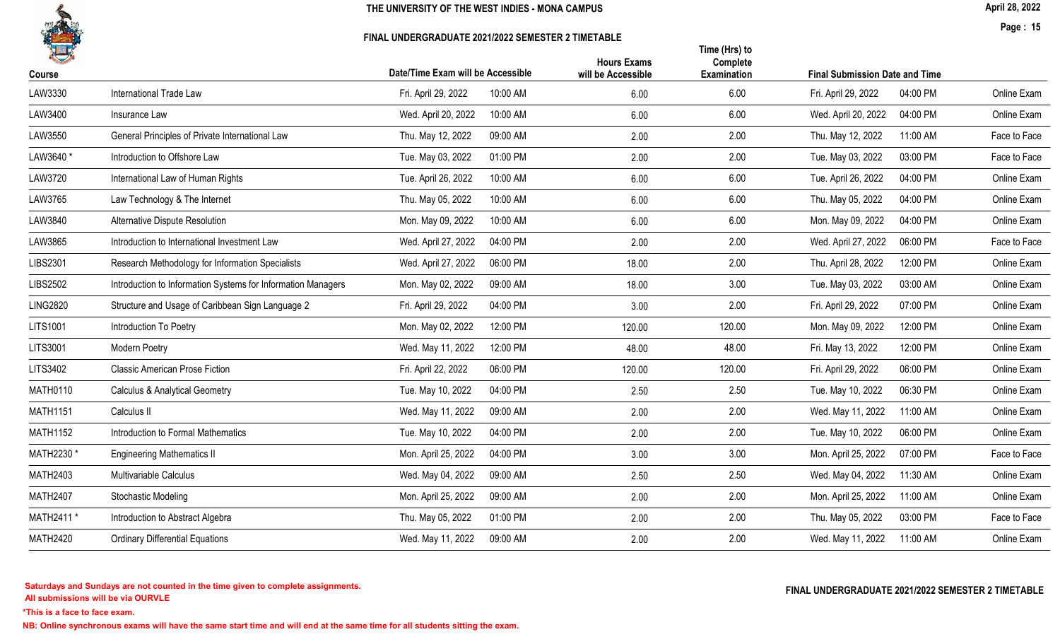THE UNIVERSITY OF THE WEST INDIES - MONA CAMPUS

FINAL UNDERGRADUATE 2021/2022 SEMESTER 2 TIMETABLE

| Course | | Date/Time Exam will be Accessible | | Hours Exams will be Accessible | Time (Hrs) to Complete Examination | Final Submission Date and Time | | |
|---|---|---|---|---|---|---|---|---|
| LAW3330 | International Trade Law | Fri. April 29, 2022 | 10:00 AM | 6.00 | 6.00 | Fri. April 29, 2022 | 04:00 PM | Online Exam |
| LAW3400 | Insurance Law | Wed. April 20, 2022 | 10:00 AM | 6.00 | 6.00 | Wed. April 20, 2022 | 04:00 PM | Online Exam |
| LAW3550 | General Principles of Private International Law | Thu. May 12, 2022 | 09:00 AM | 2.00 | 2.00 | Thu. May 12, 2022 | 11:00 AM | Face to Face |
| LAW3640 * | Introduction to Offshore Law | Tue. May 03, 2022 | 01:00 PM | 2.00 | 2.00 | Tue. May 03, 2022 | 03:00 PM | Face to Face |
| LAW3720 | International Law of Human Rights | Tue. April 26, 2022 | 10:00 AM | 6.00 | 6.00 | Tue. April 26, 2022 | 04:00 PM | Online Exam |
| LAW3765 | Law Technology & The Internet | Thu. May 05, 2022 | 10:00 AM | 6.00 | 6.00 | Thu. May 05, 2022 | 04:00 PM | Online Exam |
| LAW3840 | Alternative Dispute Resolution | Mon. May 09, 2022 | 10:00 AM | 6.00 | 6.00 | Mon. May 09, 2022 | 04:00 PM | Online Exam |
| LAW3865 | Introduction to International Investment Law | Wed. April 27, 2022 | 04:00 PM | 2.00 | 2.00 | Wed. April 27, 2022 | 06:00 PM | Face to Face |
| LIBS2301 | Research Methodology for Information Specialists | Wed. April 27, 2022 | 06:00 PM | 18.00 | 2.00 | Thu. April 28, 2022 | 12:00 PM | Online Exam |
| LIBS2502 | Introduction to Information Systems for Information Managers | Mon. May 02, 2022 | 09:00 AM | 18.00 | 3.00 | Tue. May 03, 2022 | 03:00 AM | Online Exam |
| LING2820 | Structure and Usage of Caribbean Sign Language 2 | Fri. April 29, 2022 | 04:00 PM | 3.00 | 2.00 | Fri. April 29, 2022 | 07:00 PM | Online Exam |
| LITS1001 | Introduction To Poetry | Mon. May 02, 2022 | 12:00 PM | 120.00 | 120.00 | Mon. May 09, 2022 | 12:00 PM | Online Exam |
| LITS3001 | Modern Poetry | Wed. May 11, 2022 | 12:00 PM | 48.00 | 48.00 | Fri. May 13, 2022 | 12:00 PM | Online Exam |
| LITS3402 | Classic American Prose Fiction | Fri. April 22, 2022 | 06:00 PM | 120.00 | 120.00 | Fri. April 29, 2022 | 06:00 PM | Online Exam |
| MATH0110 | Calculus & Analytical Geometry | Tue. May 10, 2022 | 04:00 PM | 2.50 | 2.50 | Tue. May 10, 2022 | 06:30 PM | Online Exam |
| MATH1151 | Calculus II | Wed. May 11, 2022 | 09:00 AM | 2.00 | 2.00 | Wed. May 11, 2022 | 11:00 AM | Online Exam |
| MATH1152 | Introduction to Formal Mathematics | Tue. May 10, 2022 | 04:00 PM | 2.00 | 2.00 | Tue. May 10, 2022 | 06:00 PM | Online Exam |
| MATH2230 * | Engineering Mathematics II | Mon. April 25, 2022 | 04:00 PM | 3.00 | 3.00 | Mon. April 25, 2022 | 07:00 PM | Face to Face |
| MATH2403 | Multivariable Calculus | Wed. May 04, 2022 | 09:00 AM | 2.50 | 2.50 | Wed. May 04, 2022 | 11:30 AM | Online Exam |
| MATH2407 | Stochastic Modeling | Mon. April 25, 2022 | 09:00 AM | 2.00 | 2.00 | Mon. April 25, 2022 | 11:00 AM | Online Exam |
| MATH2411 * | Introduction to Abstract Algebra | Thu. May 05, 2022 | 01:00 PM | 2.00 | 2.00 | Thu. May 05, 2022 | 03:00 PM | Face to Face |
| MATH2420 | Ordinary Differential Equations | Wed. May 11, 2022 | 09:00 AM | 2.00 | 2.00 | Wed. May 11, 2022 | 11:00 AM | Online Exam |

**Saturdays and Sundays are not counted in the time given to complete assignments.**
**All submissions will be via OURVLE**

***This is a face to face exam.**

**NB: Online synchronous exams will have the same start time and will end at the same time for all students sitting the exam.**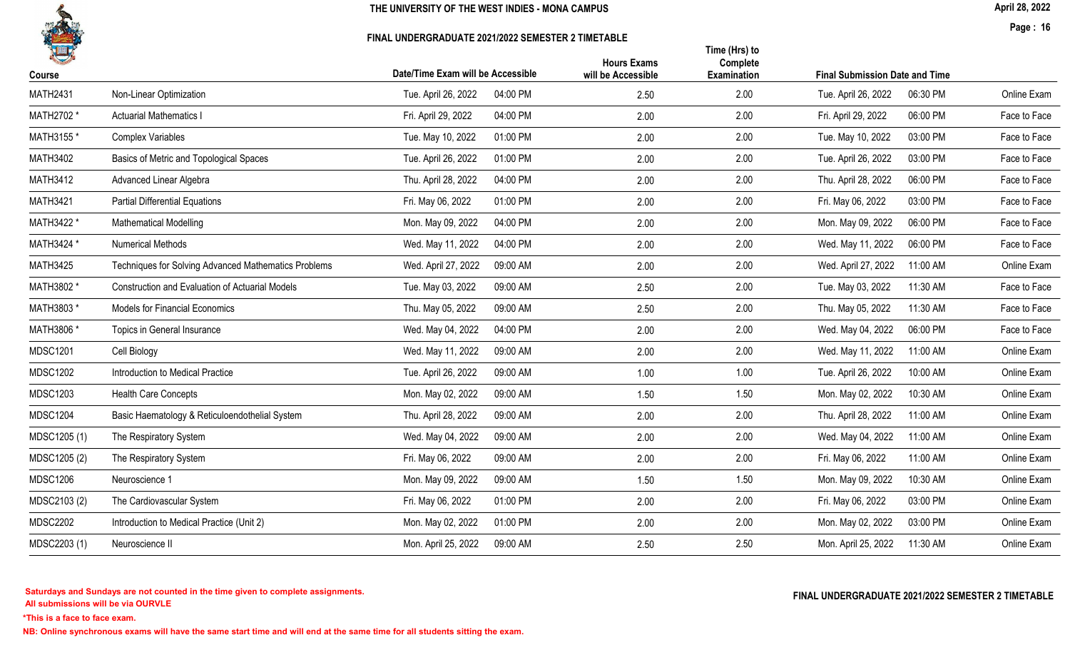# THE UNIVERSITY OF THE WEST INDIES - MONA CAMPUS

## FINAL UNDERGRADUATE 2021/2022 SEMESTER 2 TIMETABLE

| Course | | Date/Time Exam will be Accessible | | Hours Exams will be Accessible | Time (Hrs) to Complete Examination | Final Submission Date and Time | | |
|---|---|---|---|---|---|---|---|---|
| MATH2431 | Non-Linear Optimization | Tue. April 26, 2022 | 04:00 PM | 2.50 | 2.00 | Tue. April 26, 2022 | 06:30 PM | Online Exam |
| MATH2702 * | Actuarial Mathematics I | Fri. April 29, 2022 | 04:00 PM | 2.00 | 2.00 | Fri. April 29, 2022 | 06:00 PM | Face to Face |
| MATH3155 * | Complex Variables | Tue. May 10, 2022 | 01:00 PM | 2.00 | 2.00 | Tue. May 10, 2022 | 03:00 PM | Face to Face |
| MATH3402 | Basics of Metric and Topological Spaces | Tue. April 26, 2022 | 01:00 PM | 2.00 | 2.00 | Tue. April 26, 2022 | 03:00 PM | Face to Face |
| MATH3412 | Advanced Linear Algebra | Thu. April 28, 2022 | 04:00 PM | 2.00 | 2.00 | Thu. April 28, 2022 | 06:00 PM | Face to Face |
| MATH3421 | Partial Differential Equations | Fri. May 06, 2022 | 01:00 PM | 2.00 | 2.00 | Fri. May 06, 2022 | 03:00 PM | Face to Face |
| MATH3422 * | Mathematical Modelling | Mon. May 09, 2022 | 04:00 PM | 2.00 | 2.00 | Mon. May 09, 2022 | 06:00 PM | Face to Face |
| MATH3424 * | Numerical Methods | Wed. May 11, 2022 | 04:00 PM | 2.00 | 2.00 | Wed. May 11, 2022 | 06:00 PM | Face to Face |
| MATH3425 | Techniques for Solving Advanced Mathematics Problems | Wed. April 27, 2022 | 09:00 AM | 2.00 | 2.00 | Wed. April 27, 2022 | 11:00 AM | Online Exam |
| MATH3802 * | Construction and Evaluation of Actuarial Models | Tue. May 03, 2022 | 09:00 AM | 2.50 | 2.00 | Tue. May 03, 2022 | 11:30 AM | Face to Face |
| MATH3803 * | Models for Financial Economics | Thu. May 05, 2022 | 09:00 AM | 2.50 | 2.00 | Thu. May 05, 2022 | 11:30 AM | Face to Face |
| MATH3806 * | Topics in General Insurance | Wed. May 04, 2022 | 04:00 PM | 2.00 | 2.00 | Wed. May 04, 2022 | 06:00 PM | Face to Face |
| MDSC1201 | Cell Biology | Wed. May 11, 2022 | 09:00 AM | 2.00 | 2.00 | Wed. May 11, 2022 | 11:00 AM | Online Exam |
| MDSC1202 | Introduction to Medical Practice | Tue. April 26, 2022 | 09:00 AM | 1.00 | 1.00 | Tue. April 26, 2022 | 10:00 AM | Online Exam |
| MDSC1203 | Health Care Concepts | Mon. May 02, 2022 | 09:00 AM | 1.50 | 1.50 | Mon. May 02, 2022 | 10:30 AM | Online Exam |
| MDSC1204 | Basic Haematology & Reticuloendothelial System | Thu. April 28, 2022 | 09:00 AM | 2.00 | 2.00 | Thu. April 28, 2022 | 11:00 AM | Online Exam |
| MDSC1205 (1) | The Respiratory System | Wed. May 04, 2022 | 09:00 AM | 2.00 | 2.00 | Wed. May 04, 2022 | 11:00 AM | Online Exam |
| MDSC1205 (2) | The Respiratory System | Fri. May 06, 2022 | 09:00 AM | 2.00 | 2.00 | Fri. May 06, 2022 | 11:00 AM | Online Exam |
| MDSC1206 | Neuroscience 1 | Mon. May 09, 2022 | 09:00 AM | 1.50 | 1.50 | Mon. May 09, 2022 | 10:30 AM | Online Exam |
| MDSC2103 (2) | The Cardiovascular System | Fri. May 06, 2022 | 01:00 PM | 2.00 | 2.00 | Fri. May 06, 2022 | 03:00 PM | Online Exam |
| MDSC2202 | Introduction to Medical Practice (Unit 2) | Mon. May 02, 2022 | 01:00 PM | 2.00 | 2.00 | Mon. May 02, 2022 | 03:00 PM | Online Exam |
| MDSC2203 (1) | Neuroscience II | Mon. April 25, 2022 | 09:00 AM | 2.50 | 2.50 | Mon. April 25, 2022 | 11:30 AM | Online Exam |

**Saturdays and Sundays are not counted in the time given to complete assignments.**
**All submissions will be via OURVLE**

**\*This is a face to face exam.**

**NB: Online synchronous exams will have the same start time and will end at the same time for all students sitting the exam.**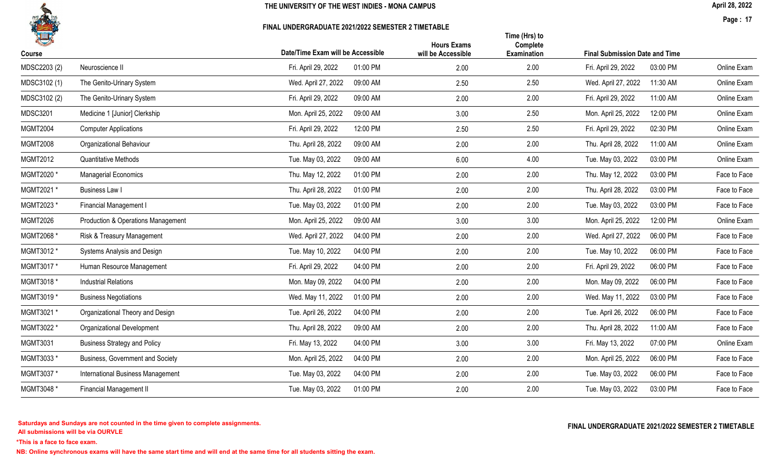# THE UNIVERSITY OF THE WEST INDIES - MONA CAMPUS

## FINAL UNDERGRADUATE 2021/2022 SEMESTER 2 TIMETABLE

April 28, 2022

| Course | | Date/Time Exam will be Accessible | | Hours Exams will be Accessible | Time (Hrs) to Complete Examination | Final Submission Date and Time | | |
|---|---|---|---|---|---|---|---|---|
| MDSC2203 (2) | Neuroscience II | Fri. April 29, 2022 | 01:00 PM | 2.00 | 2.00 | Fri. April 29, 2022 | 03:00 PM | Online Exam |
| MDSC3102 (1) | The Genito-Urinary System | Wed. April 27, 2022 | 09:00 AM | 2.50 | 2.50 | Wed. April 27, 2022 | 11:30 AM | Online Exam |
| MDSC3102 (2) | The Genito-Urinary System | Fri. April 29, 2022 | 09:00 AM | 2.00 | 2.00 | Fri. April 29, 2022 | 11:00 AM | Online Exam |
| MDSC3201 | Medicine 1 [Junior] Clerkship | Mon. April 25, 2022 | 09:00 AM | 3.00 | 2.50 | Mon. April 25, 2022 | 12:00 PM | Online Exam |
| MGMT2004 | Computer Applications | Fri. April 29, 2022 | 12:00 PM | 2.50 | 2.50 | Fri. April 29, 2022 | 02:30 PM | Online Exam |
| MGMT2008 | Organizational Behaviour | Thu. April 28, 2022 | 09:00 AM | 2.00 | 2.00 | Thu. April 28, 2022 | 11:00 AM | Online Exam |
| MGMT2012 | Quantitative Methods | Tue. May 03, 2022 | 09:00 AM | 6.00 | 4.00 | Tue. May 03, 2022 | 03:00 PM | Online Exam |
| MGMT2020 * | Managerial Economics | Thu. May 12, 2022 | 01:00 PM | 2.00 | 2.00 | Thu. May 12, 2022 | 03:00 PM | Face to Face |
| MGMT2021 * | Business Law I | Thu. April 28, 2022 | 01:00 PM | 2.00 | 2.00 | Thu. April 28, 2022 | 03:00 PM | Face to Face |
| MGMT2023 * | Financial Management I | Tue. May 03, 2022 | 01:00 PM | 2.00 | 2.00 | Tue. May 03, 2022 | 03:00 PM | Face to Face |
| MGMT2026 | Production & Operations Management | Mon. April 25, 2022 | 09:00 AM | 3.00 | 3.00 | Mon. April 25, 2022 | 12:00 PM | Online Exam |
| MGMT2068 * | Risk & Treasury Management | Wed. April 27, 2022 | 04:00 PM | 2.00 | 2.00 | Wed. April 27, 2022 | 06:00 PM | Face to Face |
| MGMT3012 * | Systems Analysis and Design | Tue. May 10, 2022 | 04:00 PM | 2.00 | 2.00 | Tue. May 10, 2022 | 06:00 PM | Face to Face |
| MGMT3017 * | Human Resource Management | Fri. April 29, 2022 | 04:00 PM | 2.00 | 2.00 | Fri. April 29, 2022 | 06:00 PM | Face to Face |
| MGMT3018 * | Industrial Relations | Mon. May 09, 2022 | 04:00 PM | 2.00 | 2.00 | Mon. May 09, 2022 | 06:00 PM | Face to Face |
| MGMT3019 * | Business Negotiations | Wed. May 11, 2022 | 01:00 PM | 2.00 | 2.00 | Wed. May 11, 2022 | 03:00 PM | Face to Face |
| MGMT3021 * | Organizational Theory and Design | Tue. April 26, 2022 | 04:00 PM | 2.00 | 2.00 | Tue. April 26, 2022 | 06:00 PM | Face to Face |
| MGMT3022 * | Organizational Development | Thu. April 28, 2022 | 09:00 AM | 2.00 | 2.00 | Thu. April 28, 2022 | 11:00 AM | Face to Face |
| MGMT3031 | Business Strategy and Policy | Fri. May 13, 2022 | 04:00 PM | 3.00 | 3.00 | Fri. May 13, 2022 | 07:00 PM | Online Exam |
| MGMT3033 * | Business, Government and Society | Mon. April 25, 2022 | 04:00 PM | 2.00 | 2.00 | Mon. April 25, 2022 | 06:00 PM | Face to Face |
| MGMT3037 * | International Business Management | Tue. May 03, 2022 | 04:00 PM | 2.00 | 2.00 | Tue. May 03, 2022 | 06:00 PM | Face to Face |
| MGMT3048 * | Financial Management II | Tue. May 03, 2022 | 01:00 PM | 2.00 | 2.00 | Tue. May 03, 2022 | 03:00 PM | Face to Face |

**Saturdays and Sundays are not counted in the time given to complete assignments.**
**All submissions will be via OURVLE**

***This is a face to face exam.**

**NB: Online synchronous exams will have the same start time and will end at the same time for all students sitting the exam.**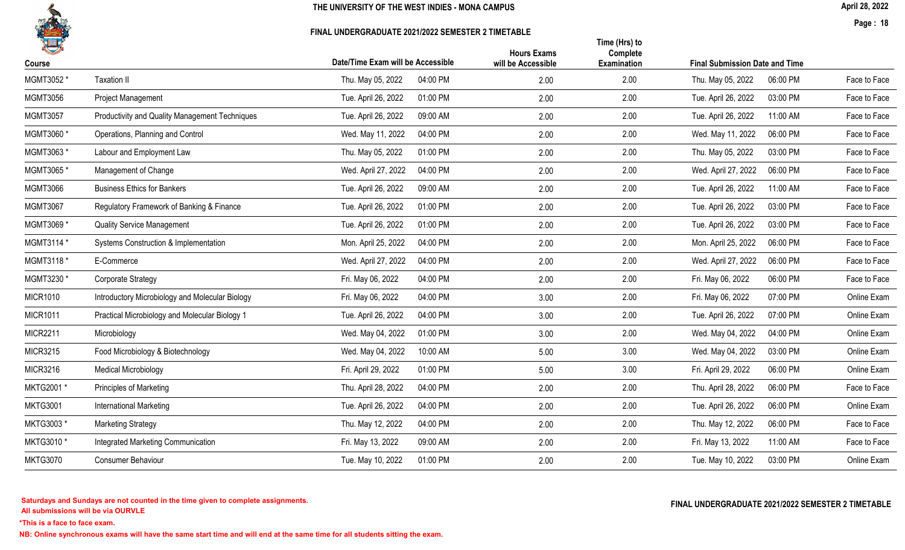THE UNIVERSITY OF THE WEST INDIES - MONA CAMPUS

FINAL UNDERGRADUATE 2021/2022 SEMESTER 2 TIMETABLE

April 28, 2022

| Course | | Date/Time Exam will be Accessible | | Hours Exams will be Accessible | Time (Hrs) to Complete Examination | Final Submission Date and Time | | |
|---|---|---|---|---|---|---|---|---|
| MGMT3052 * | Taxation II | Thu. May 05, 2022 | 04:00 PM | 2.00 | 2.00 | Thu. May 05, 2022 | 06:00 PM | Face to Face |
| MGMT3056 | Project Management | Tue. April 26, 2022 | 01:00 PM | 2.00 | 2.00 | Tue. April 26, 2022 | 03:00 PM | Face to Face |
| MGMT3057 | Productivity and Quality Management Techniques | Tue. April 26, 2022 | 09:00 AM | 2.00 | 2.00 | Tue. April 26, 2022 | 11:00 AM | Face to Face |
| MGMT3060 * | Operations, Planning and Control | Wed. May 11, 2022 | 04:00 PM | 2.00 | 2.00 | Wed. May 11, 2022 | 06:00 PM | Face to Face |
| MGMT3063 * | Labour and Employment Law | Thu. May 05, 2022 | 01:00 PM | 2.00 | 2.00 | Thu. May 05, 2022 | 03:00 PM | Face to Face |
| MGMT3065 * | Management of Change | Wed. April 27, 2022 | 04:00 PM | 2.00 | 2.00 | Wed. April 27, 2022 | 06:00 PM | Face to Face |
| MGMT3066 | Business Ethics for Bankers | Tue. April 26, 2022 | 09:00 AM | 2.00 | 2.00 | Tue. April 26, 2022 | 11:00 AM | Face to Face |
| MGMT3067 | Regulatory Framework of Banking & Finance | Tue. April 26, 2022 | 01:00 PM | 2.00 | 2.00 | Tue. April 26, 2022 | 03:00 PM | Face to Face |
| MGMT3069 * | Quality Service Management | Tue. April 26, 2022 | 01:00 PM | 2.00 | 2.00 | Tue. April 26, 2022 | 03:00 PM | Face to Face |
| MGMT3114 * | Systems Construction & Implementation | Mon. April 25, 2022 | 04:00 PM | 2.00 | 2.00 | Mon. April 25, 2022 | 06:00 PM | Face to Face |
| MGMT3118 * | E-Commerce | Wed. April 27, 2022 | 04:00 PM | 2.00 | 2.00 | Wed. April 27, 2022 | 06:00 PM | Face to Face |
| MGMT3230 * | Corporate Strategy | Fri. May 06, 2022 | 04:00 PM | 2.00 | 2.00 | Fri. May 06, 2022 | 06:00 PM | Face to Face |
| MICR1010 | Introductory Microbiology and Molecular Biology | Fri. May 06, 2022 | 04:00 PM | 3.00 | 2.00 | Fri. May 06, 2022 | 07:00 PM | Online Exam |
| MICR1011 | Practical Microbiology and Molecular Biology 1 | Tue. April 26, 2022 | 04:00 PM | 3.00 | 2.00 | Tue. April 26, 2022 | 07:00 PM | Online Exam |
| MICR2211 | Microbiology | Wed. May 04, 2022 | 01:00 PM | 3.00 | 2.00 | Wed. May 04, 2022 | 04:00 PM | Online Exam |
| MICR3215 | Food Microbiology & Biotechnology | Wed. May 04, 2022 | 10:00 AM | 5.00 | 3.00 | Wed. May 04, 2022 | 03:00 PM | Online Exam |
| MICR3216 | Medical Microbiology | Fri. April 29, 2022 | 01:00 PM | 5.00 | 3.00 | Fri. April 29, 2022 | 06:00 PM | Online Exam |
| MKTG2001 * | Principles of Marketing | Thu. April 28, 2022 | 04:00 PM | 2.00 | 2.00 | Thu. April 28, 2022 | 06:00 PM | Face to Face |
| MKTG3001 | International Marketing | Tue. April 26, 2022 | 04:00 PM | 2.00 | 2.00 | Tue. April 26, 2022 | 06:00 PM | Online Exam |
| MKTG3003 * | Marketing Strategy | Thu. May 12, 2022 | 04:00 PM | 2.00 | 2.00 | Thu. May 12, 2022 | 06:00 PM | Face to Face |
| MKTG3010 * | Integrated Marketing Communication | Fri. May 13, 2022 | 09:00 AM | 2.00 | 2.00 | Fri. May 13, 2022 | 11:00 AM | Face to Face |
| MKTG3070 | Consumer Behaviour | Tue. May 10, 2022 | 01:00 PM | 2.00 | 2.00 | Tue. May 10, 2022 | 03:00 PM | Online Exam |

**Saturdays and Sundays are not counted in the time given to complete assignments.**
**All submissions will be via OURVLE**

**FINAL UNDERGRADUATE 2021/2022 SEMESTER 2 TIMETABLE**

***This is a face to face exam.**

**NB: Online synchronous exams will have the same start time and will end at the same time for all students sitting the exam.**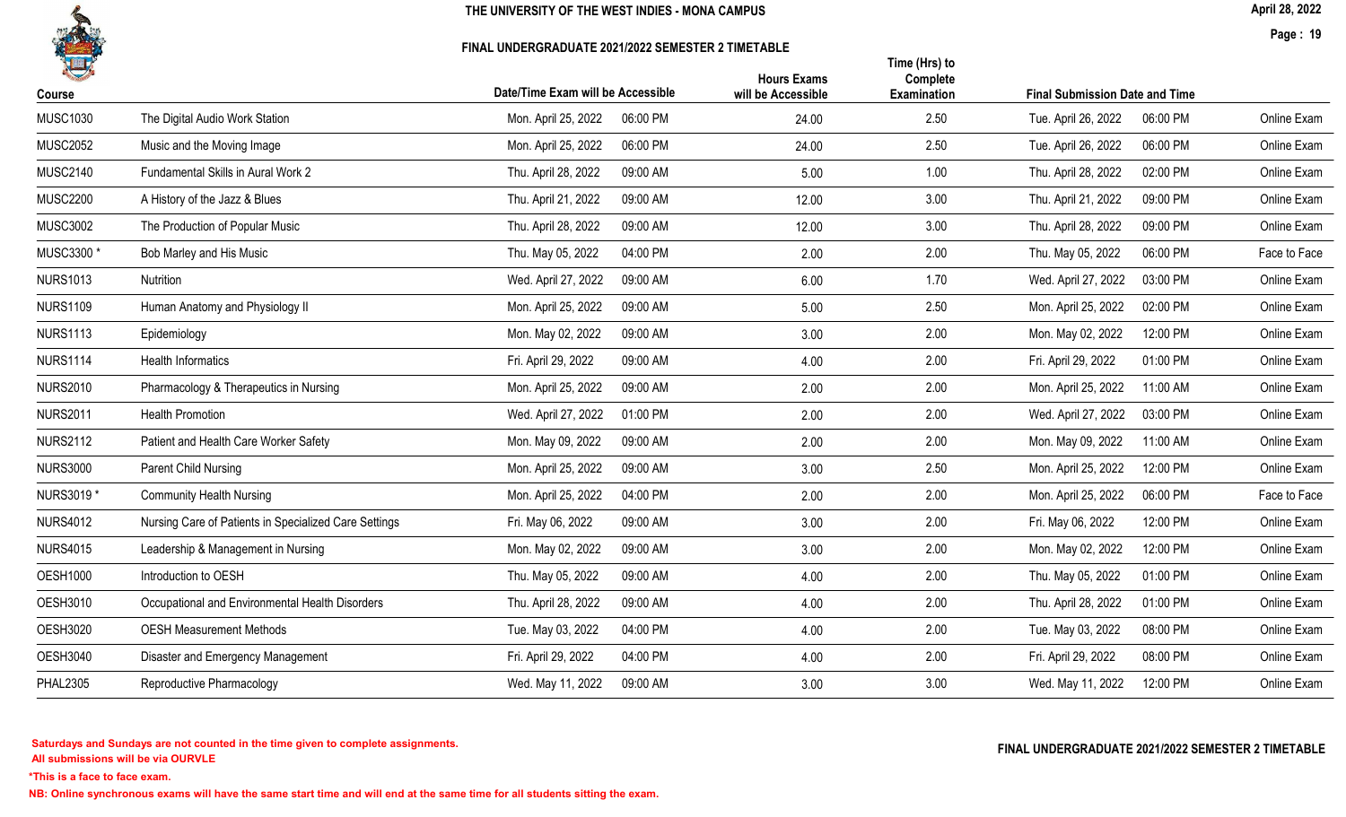# THE UNIVERSITY OF THE WEST INDIES - MONA CAMPUS

## FINAL UNDERGRADUATE 2021/2022 SEMESTER 2 TIMETABLE

| Course | | Date/Time Exam will be Accessible | | Hours Exams will be Accessible | Time (Hrs) to Complete Examination | Final Submission Date and Time | | |
|---|---|---|---|---|---|---|---|---|
| MUSC1030 | The Digital Audio Work Station | Mon. April 25, 2022 | 06:00 PM | 24.00 | 2.50 | Tue. April 26, 2022 | 06:00 PM | Online Exam |
| MUSC2052 | Music and the Moving Image | Mon. April 25, 2022 | 06:00 PM | 24.00 | 2.50 | Tue. April 26, 2022 | 06:00 PM | Online Exam |
| MUSC2140 | Fundamental Skills in Aural Work 2 | Thu. April 28, 2022 | 09:00 AM | 5.00 | 1.00 | Thu. April 28, 2022 | 02:00 PM | Online Exam |
| MUSC2200 | A History of the Jazz & Blues | Thu. April 21, 2022 | 09:00 AM | 12.00 | 3.00 | Thu. April 21, 2022 | 09:00 PM | Online Exam |
| MUSC3002 | The Production of Popular Music | Thu. April 28, 2022 | 09:00 AM | 12.00 | 3.00 | Thu. April 28, 2022 | 09:00 PM | Online Exam |
| MUSC3300 * | Bob Marley and His Music | Thu. May 05, 2022 | 04:00 PM | 2.00 | 2.00 | Thu. May 05, 2022 | 06:00 PM | Face to Face |
| NURS1013 | Nutrition | Wed. April 27, 2022 | 09:00 AM | 6.00 | 1.70 | Wed. April 27, 2022 | 03:00 PM | Online Exam |
| NURS1109 | Human Anatomy and Physiology II | Mon. April 25, 2022 | 09:00 AM | 5.00 | 2.50 | Mon. April 25, 2022 | 02:00 PM | Online Exam |
| NURS1113 | Epidemiology | Mon. May 02, 2022 | 09:00 AM | 3.00 | 2.00 | Mon. May 02, 2022 | 12:00 PM | Online Exam |
| NURS1114 | Health Informatics | Fri. April 29, 2022 | 09:00 AM | 4.00 | 2.00 | Fri. April 29, 2022 | 01:00 PM | Online Exam |
| NURS2010 | Pharmacology & Therapeutics in Nursing | Mon. April 25, 2022 | 09:00 AM | 2.00 | 2.00 | Mon. April 25, 2022 | 11:00 AM | Online Exam |
| NURS2011 | Health Promotion | Wed. April 27, 2022 | 01:00 PM | 2.00 | 2.00 | Wed. April 27, 2022 | 03:00 PM | Online Exam |
| NURS2112 | Patient and Health Care Worker Safety | Mon. May 09, 2022 | 09:00 AM | 2.00 | 2.00 | Mon. May 09, 2022 | 11:00 AM | Online Exam |
| NURS3000 | Parent Child Nursing | Mon. April 25, 2022 | 09:00 AM | 3.00 | 2.50 | Mon. April 25, 2022 | 12:00 PM | Online Exam |
| NURS3019 * | Community Health Nursing | Mon. April 25, 2022 | 04:00 PM | 2.00 | 2.00 | Mon. April 25, 2022 | 06:00 PM | Face to Face |
| NURS4012 | Nursing Care of Patients in Specialized Care Settings | Fri. May 06, 2022 | 09:00 AM | 3.00 | 2.00 | Fri. May 06, 2022 | 12:00 PM | Online Exam |
| NURS4015 | Leadership & Management in Nursing | Mon. May 02, 2022 | 09:00 AM | 3.00 | 2.00 | Mon. May 02, 2022 | 12:00 PM | Online Exam |
| OESH1000 | Introduction to OESH | Thu. May 05, 2022 | 09:00 AM | 4.00 | 2.00 | Thu. May 05, 2022 | 01:00 PM | Online Exam |
| OESH3010 | Occupational and Environmental Health Disorders | Thu. April 28, 2022 | 09:00 AM | 4.00 | 2.00 | Thu. April 28, 2022 | 01:00 PM | Online Exam |
| OESH3020 | OESH Measurement Methods | Tue. May 03, 2022 | 04:00 PM | 4.00 | 2.00 | Tue. May 03, 2022 | 08:00 PM | Online Exam |
| OESH3040 | Disaster and Emergency Management | Fri. April 29, 2022 | 04:00 PM | 4.00 | 2.00 | Fri. April 29, 2022 | 08:00 PM | Online Exam |
| PHAL2305 | Reproductive Pharmacology | Wed. May 11, 2022 | 09:00 AM | 3.00 | 3.00 | Wed. May 11, 2022 | 12:00 PM | Online Exam |

**Saturdays and Sundays are not counted in the time given to complete assignments.**
**All submissions will be via OURVLE**

***This is a face to face exam.**

**NB: Online synchronous exams will have the same start time and will end at the same time for all students sitting the exam.**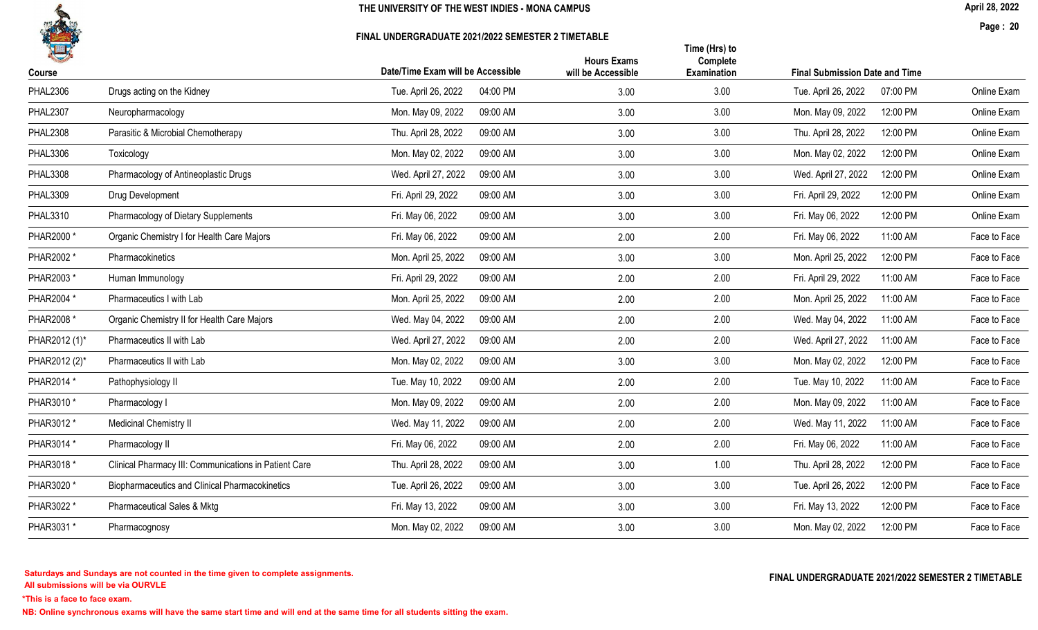THE UNIVERSITY OF THE WEST INDIES - MONA CAMPUS

FINAL UNDERGRADUATE 2021/2022 SEMESTER 2 TIMETABLE

April 28, 2022

| Course | | Date/Time Exam will be Accessible | | Hours Exams will be Accessible | Time (Hrs) to Complete Examination | Final Submission Date and Time | | |
|---|---|---|---|---|---|---|---|---|
| PHAL2306 | Drugs acting on the Kidney | Tue. April 26, 2022 | 04:00 PM | 3.00 | 3.00 | Tue. April 26, 2022 | 07:00 PM | Online Exam |
| PHAL2307 | Neuropharmacology | Mon. May 09, 2022 | 09:00 AM | 3.00 | 3.00 | Mon. May 09, 2022 | 12:00 PM | Online Exam |
| PHAL2308 | Parasitic & Microbial Chemotherapy | Thu. April 28, 2022 | 09:00 AM | 3.00 | 3.00 | Thu. April 28, 2022 | 12:00 PM | Online Exam |
| PHAL3306 | Toxicology | Mon. May 02, 2022 | 09:00 AM | 3.00 | 3.00 | Mon. May 02, 2022 | 12:00 PM | Online Exam |
| PHAL3308 | Pharmacology of Antineoplastic Drugs | Wed. April 27, 2022 | 09:00 AM | 3.00 | 3.00 | Wed. April 27, 2022 | 12:00 PM | Online Exam |
| PHAL3309 | Drug Development | Fri. April 29, 2022 | 09:00 AM | 3.00 | 3.00 | Fri. April 29, 2022 | 12:00 PM | Online Exam |
| PHAL3310 | Pharmacology of Dietary Supplements | Fri. May 06, 2022 | 09:00 AM | 3.00 | 3.00 | Fri. May 06, 2022 | 12:00 PM | Online Exam |
| PHAR2000 * | Organic Chemistry I for Health Care Majors | Fri. May 06, 2022 | 09:00 AM | 2.00 | 2.00 | Fri. May 06, 2022 | 11:00 AM | Face to Face |
| PHAR2002 * | Pharmacokinetics | Mon. April 25, 2022 | 09:00 AM | 3.00 | 3.00 | Mon. April 25, 2022 | 12:00 PM | Face to Face |
| PHAR2003 * | Human Immunology | Fri. April 29, 2022 | 09:00 AM | 2.00 | 2.00 | Fri. April 29, 2022 | 11:00 AM | Face to Face |
| PHAR2004 * | Pharmaceutics I with Lab | Mon. April 25, 2022 | 09:00 AM | 2.00 | 2.00 | Mon. April 25, 2022 | 11:00 AM | Face to Face |
| PHAR2008 * | Organic Chemistry II for Health Care Majors | Wed. May 04, 2022 | 09:00 AM | 2.00 | 2.00 | Wed. May 04, 2022 | 11:00 AM | Face to Face |
| PHAR2012 (1)* | Pharmaceutics II with Lab | Wed. April 27, 2022 | 09:00 AM | 2.00 | 2.00 | Wed. April 27, 2022 | 11:00 AM | Face to Face |
| PHAR2012 (2)* | Pharmaceutics II with Lab | Mon. May 02, 2022 | 09:00 AM | 3.00 | 3.00 | Mon. May 02, 2022 | 12:00 PM | Face to Face |
| PHAR2014 * | Pathophysiology II | Tue. May 10, 2022 | 09:00 AM | 2.00 | 2.00 | Tue. May 10, 2022 | 11:00 AM | Face to Face |
| PHAR3010 * | Pharmacology I | Mon. May 09, 2022 | 09:00 AM | 2.00 | 2.00 | Mon. May 09, 2022 | 11:00 AM | Face to Face |
| PHAR3012 * | Medicinal Chemistry II | Wed. May 11, 2022 | 09:00 AM | 2.00 | 2.00 | Wed. May 11, 2022 | 11:00 AM | Face to Face |
| PHAR3014 * | Pharmacology II | Fri. May 06, 2022 | 09:00 AM | 2.00 | 2.00 | Fri. May 06, 2022 | 11:00 AM | Face to Face |
| PHAR3018 * | Clinical Pharmacy III: Communications in Patient Care | Thu. April 28, 2022 | 09:00 AM | 3.00 | 1.00 | Thu. April 28, 2022 | 12:00 PM | Face to Face |
| PHAR3020 * | Biopharmaceutics and Clinical Pharmacokinetics | Tue. April 26, 2022 | 09:00 AM | 3.00 | 3.00 | Tue. April 26, 2022 | 12:00 PM | Face to Face |
| PHAR3022 * | Pharmaceutical Sales & Mktg | Fri. May 13, 2022 | 09:00 AM | 3.00 | 3.00 | Fri. May 13, 2022 | 12:00 PM | Face to Face |
| PHAR3031 * | Pharmacognosy | Mon. May 02, 2022 | 09:00 AM | 3.00 | 3.00 | Mon. May 02, 2022 | 12:00 PM | Face to Face |

**Saturdays and Sundays are not counted in the time given to complete assignments.**
**All submissions will be via OURVLE**

**\*This is a face to face exam.**

**NB: Online synchronous exams will have the same start time and will end at the same time for all students sitting the exam.**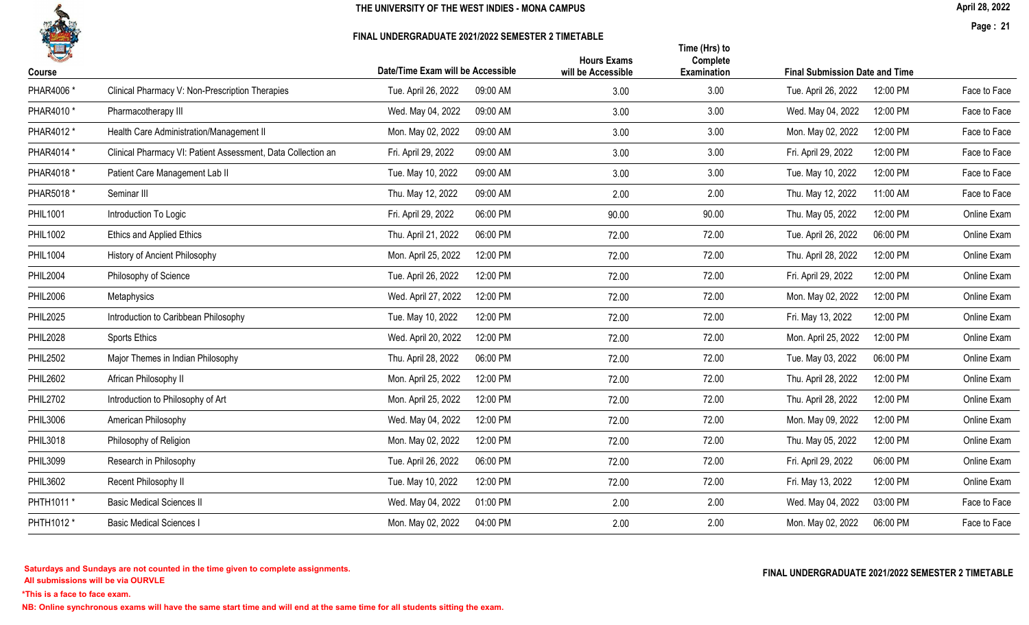THE UNIVERSITY OF THE WEST INDIES - MONA CAMPUS

FINAL UNDERGRADUATE 2021/2022 SEMESTER 2 TIMETABLE

| Course | | Date/Time Exam will be Accessible | | Hours Exams will be Accessible | Time (Hrs) to Complete Examination | Final Submission Date and Time | | |
|---|---|---|---|---|---|---|---|---|
| PHAR4006 * | Clinical Pharmacy V: Non-Prescription Therapies | Tue. April 26, 2022 | 09:00 AM | 3.00 | 3.00 | Tue. April 26, 2022 | 12:00 PM | Face to Face |
| PHAR4010 * | Pharmacotherapy III | Wed. May 04, 2022 | 09:00 AM | 3.00 | 3.00 | Wed. May 04, 2022 | 12:00 PM | Face to Face |
| PHAR4012 * | Health Care Administration/Management II | Mon. May 02, 2022 | 09:00 AM | 3.00 | 3.00 | Mon. May 02, 2022 | 12:00 PM | Face to Face |
| PHAR4014 * | Clinical Pharmacy VI: Patient Assessment, Data Collection an | Fri. April 29, 2022 | 09:00 AM | 3.00 | 3.00 | Fri. April 29, 2022 | 12:00 PM | Face to Face |
| PHAR4018 * | Patient Care Management Lab II | Tue. May 10, 2022 | 09:00 AM | 3.00 | 3.00 | Tue. May 10, 2022 | 12:00 PM | Face to Face |
| PHAR5018 * | Seminar III | Thu. May 12, 2022 | 09:00 AM | 2.00 | 2.00 | Thu. May 12, 2022 | 11:00 AM | Face to Face |
| PHIL1001 | Introduction To Logic | Fri. April 29, 2022 | 06:00 PM | 90.00 | 90.00 | Thu. May 05, 2022 | 12:00 PM | Online Exam |
| PHIL1002 | Ethics and Applied Ethics | Thu. April 21, 2022 | 06:00 PM | 72.00 | 72.00 | Tue. April 26, 2022 | 06:00 PM | Online Exam |
| PHIL1004 | History of Ancient Philosophy | Mon. April 25, 2022 | 12:00 PM | 72.00 | 72.00 | Thu. April 28, 2022 | 12:00 PM | Online Exam |
| PHIL2004 | Philosophy of Science | Tue. April 26, 2022 | 12:00 PM | 72.00 | 72.00 | Fri. April 29, 2022 | 12:00 PM | Online Exam |
| PHIL2006 | Metaphysics | Wed. April 27, 2022 | 12:00 PM | 72.00 | 72.00 | Mon. May 02, 2022 | 12:00 PM | Online Exam |
| PHIL2025 | Introduction to Caribbean Philosophy | Tue. May 10, 2022 | 12:00 PM | 72.00 | 72.00 | Fri. May 13, 2022 | 12:00 PM | Online Exam |
| PHIL2028 | Sports Ethics | Wed. April 20, 2022 | 12:00 PM | 72.00 | 72.00 | Mon. April 25, 2022 | 12:00 PM | Online Exam |
| PHIL2502 | Major Themes in Indian Philosophy | Thu. April 28, 2022 | 06:00 PM | 72.00 | 72.00 | Tue. May 03, 2022 | 06:00 PM | Online Exam |
| PHIL2602 | African Philosophy II | Mon. April 25, 2022 | 12:00 PM | 72.00 | 72.00 | Thu. April 28, 2022 | 12:00 PM | Online Exam |
| PHIL2702 | Introduction to Philosophy of Art | Mon. April 25, 2022 | 12:00 PM | 72.00 | 72.00 | Thu. April 28, 2022 | 12:00 PM | Online Exam |
| PHIL3006 | American Philosophy | Wed. May 04, 2022 | 12:00 PM | 72.00 | 72.00 | Mon. May 09, 2022 | 12:00 PM | Online Exam |
| PHIL3018 | Philosophy of Religion | Mon. May 02, 2022 | 12:00 PM | 72.00 | 72.00 | Thu. May 05, 2022 | 12:00 PM | Online Exam |
| PHIL3099 | Research in Philosophy | Tue. April 26, 2022 | 06:00 PM | 72.00 | 72.00 | Fri. April 29, 2022 | 06:00 PM | Online Exam |
| PHIL3602 | Recent Philosophy II | Tue. May 10, 2022 | 12:00 PM | 72.00 | 72.00 | Fri. May 13, 2022 | 12:00 PM | Online Exam |
| PHTH1011 * | Basic Medical Sciences II | Wed. May 04, 2022 | 01:00 PM | 2.00 | 2.00 | Wed. May 04, 2022 | 03:00 PM | Face to Face |
| PHTH1012 * | Basic Medical Sciences I | Mon. May 02, 2022 | 04:00 PM | 2.00 | 2.00 | Mon. May 02, 2022 | 06:00 PM | Face to Face |

**Saturdays and Sundays are not counted in the time given to complete assignments.**
**All submissions will be via OURVLE**

***This is a face to face exam.**

**NB: Online synchronous exams will have the same start time and will end at the same time for all students sitting the exam.**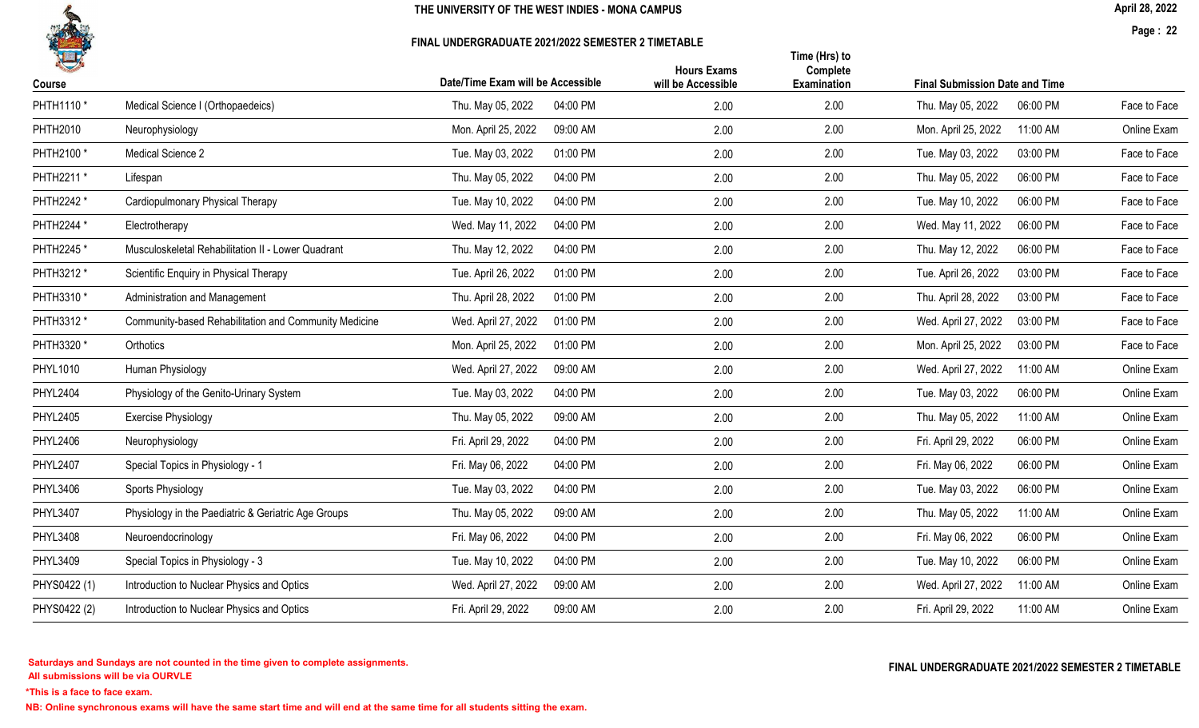# THE UNIVERSITY OF THE WEST INDIES - MONA CAMPUS

## FINAL UNDERGRADUATE 2021/2022 SEMESTER 2 TIMETABLE

April 28, 2022

| Course | | Date/Time Exam will be Accessible | | Hours Exams will be Accessible | Time (Hrs) to Complete Examination | Final Submission Date and Time | | |
|---|---|---|---|---|---|---|---|---|
| PHTH1110 * | Medical Science I (Orthopaedeics) | Thu. May 05, 2022 | 04:00 PM | 2.00 | 2.00 | Thu. May 05, 2022 | 06:00 PM | Face to Face |
| PHTH2010 | Neurophysiology | Mon. April 25, 2022 | 09:00 AM | 2.00 | 2.00 | Mon. April 25, 2022 | 11:00 AM | Online Exam |
| PHTH2100 * | Medical Science 2 | Tue. May 03, 2022 | 01:00 PM | 2.00 | 2.00 | Tue. May 03, 2022 | 03:00 PM | Face to Face |
| PHTH2211 * | Lifespan | Thu. May 05, 2022 | 04:00 PM | 2.00 | 2.00 | Thu. May 05, 2022 | 06:00 PM | Face to Face |
| PHTH2242 * | Cardiopulmonary Physical Therapy | Tue. May 10, 2022 | 04:00 PM | 2.00 | 2.00 | Tue. May 10, 2022 | 06:00 PM | Face to Face |
| PHTH2244 * | Electrotherapy | Wed. May 11, 2022 | 04:00 PM | 2.00 | 2.00 | Wed. May 11, 2022 | 06:00 PM | Face to Face |
| PHTH2245 * | Musculoskeletal Rehabilitation II - Lower Quadrant | Thu. May 12, 2022 | 04:00 PM | 2.00 | 2.00 | Thu. May 12, 2022 | 06:00 PM | Face to Face |
| PHTH3212 * | Scientific Enquiry in Physical Therapy | Tue. April 26, 2022 | 01:00 PM | 2.00 | 2.00 | Tue. April 26, 2022 | 03:00 PM | Face to Face |
| PHTH3310 * | Administration and Management | Thu. April 28, 2022 | 01:00 PM | 2.00 | 2.00 | Thu. April 28, 2022 | 03:00 PM | Face to Face |
| PHTH3312 * | Community-based Rehabilitation and Community Medicine | Wed. April 27, 2022 | 01:00 PM | 2.00 | 2.00 | Wed. April 27, 2022 | 03:00 PM | Face to Face |
| PHTH3320 * | Orthotics | Mon. April 25, 2022 | 01:00 PM | 2.00 | 2.00 | Mon. April 25, 2022 | 03:00 PM | Face to Face |
| PHYL1010 | Human Physiology | Wed. April 27, 2022 | 09:00 AM | 2.00 | 2.00 | Wed. April 27, 2022 | 11:00 AM | Online Exam |
| PHYL2404 | Physiology of the Genito-Urinary System | Tue. May 03, 2022 | 04:00 PM | 2.00 | 2.00 | Tue. May 03, 2022 | 06:00 PM | Online Exam |
| PHYL2405 | Exercise Physiology | Thu. May 05, 2022 | 09:00 AM | 2.00 | 2.00 | Thu. May 05, 2022 | 11:00 AM | Online Exam |
| PHYL2406 | Neurophysiology | Fri. April 29, 2022 | 04:00 PM | 2.00 | 2.00 | Fri. April 29, 2022 | 06:00 PM | Online Exam |
| PHYL2407 | Special Topics in Physiology - 1 | Fri. May 06, 2022 | 04:00 PM | 2.00 | 2.00 | Fri. May 06, 2022 | 06:00 PM | Online Exam |
| PHYL3406 | Sports Physiology | Tue. May 03, 2022 | 04:00 PM | 2.00 | 2.00 | Tue. May 03, 2022 | 06:00 PM | Online Exam |
| PHYL3407 | Physiology in the Paediatric & Geriatric Age Groups | Thu. May 05, 2022 | 09:00 AM | 2.00 | 2.00 | Thu. May 05, 2022 | 11:00 AM | Online Exam |
| PHYL3408 | Neuroendocrinology | Fri. May 06, 2022 | 04:00 PM | 2.00 | 2.00 | Fri. May 06, 2022 | 06:00 PM | Online Exam |
| PHYL3409 | Special Topics in Physiology - 3 | Tue. May 10, 2022 | 04:00 PM | 2.00 | 2.00 | Tue. May 10, 2022 | 06:00 PM | Online Exam |
| PHYS0422 (1) | Introduction to Nuclear Physics and Optics | Wed. April 27, 2022 | 09:00 AM | 2.00 | 2.00 | Wed. April 27, 2022 | 11:00 AM | Online Exam |
| PHYS0422 (2) | Introduction to Nuclear Physics and Optics | Fri. April 29, 2022 | 09:00 AM | 2.00 | 2.00 | Fri. April 29, 2022 | 11:00 AM | Online Exam |

**Saturdays and Sundays are not counted in the time given to complete assignments.**
**All submissions will be via OURVLE**

***This is a face to face exam.**

**NB: Online synchronous exams will have the same start time and will end at the same time for all students sitting the exam.**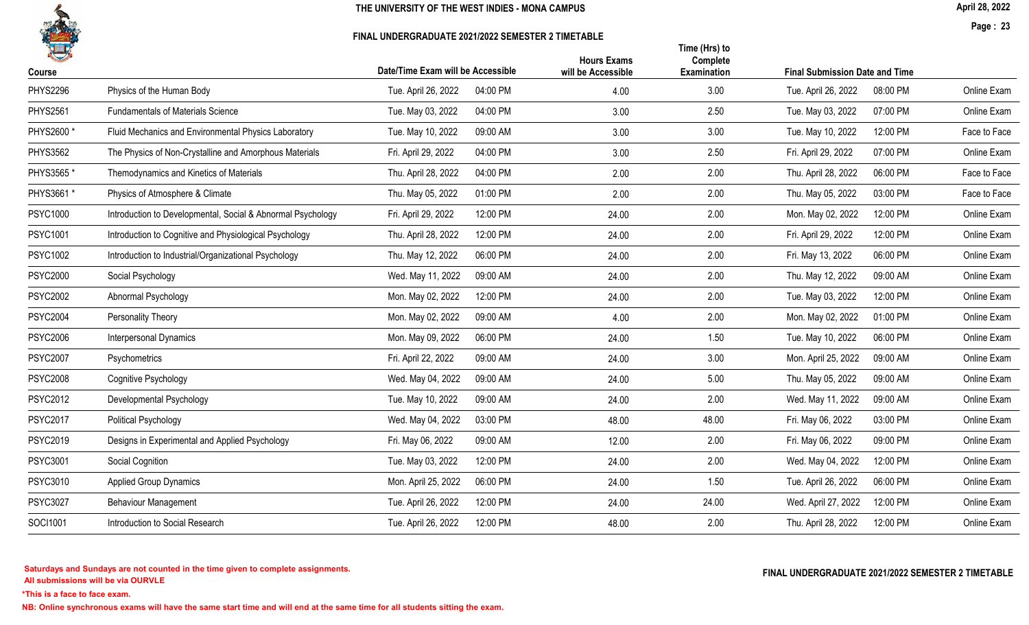# THE UNIVERSITY OF THE WEST INDIES - MONA CAMPUS

## FINAL UNDERGRADUATE 2021/2022 SEMESTER 2 TIMETABLE

April 28, 2022

| Course | | Date/Time Exam will be Accessible | | Hours Exams will be Accessible | Time (Hrs) to Complete Examination | Final Submission Date and Time | | |
|---|---|---|---|---|---|---|---|---|
| PHYS2296 | Physics of the Human Body | Tue. April 26, 2022 | 04:00 PM | 4.00 | 3.00 | Tue. April 26, 2022 | 08:00 PM | Online Exam |
| PHYS2561 | Fundamentals of Materials Science | Tue. May 03, 2022 | 04:00 PM | 3.00 | 2.50 | Tue. May 03, 2022 | 07:00 PM | Online Exam |
| PHYS2600 * | Fluid Mechanics and Environmental Physics Laboratory | Tue. May 10, 2022 | 09:00 AM | 3.00 | 3.00 | Tue. May 10, 2022 | 12:00 PM | Face to Face |
| PHYS3562 | The Physics of Non-Crystalline and Amorphous Materials | Fri. April 29, 2022 | 04:00 PM | 3.00 | 2.50 | Fri. April 29, 2022 | 07:00 PM | Online Exam |
| PHYS3565 * | Themodynamics and Kinetics of Materials | Thu. April 28, 2022 | 04:00 PM | 2.00 | 2.00 | Thu. April 28, 2022 | 06:00 PM | Face to Face |
| PHYS3661 * | Physics of Atmosphere & Climate | Thu. May 05, 2022 | 01:00 PM | 2.00 | 2.00 | Thu. May 05, 2022 | 03:00 PM | Face to Face |
| PSYC1000 | Introduction to Developmental, Social & Abnormal Psychology | Fri. April 29, 2022 | 12:00 PM | 24.00 | 2.00 | Mon. May 02, 2022 | 12:00 PM | Online Exam |
| PSYC1001 | Introduction to Cognitive and Physiological Psychology | Thu. April 28, 2022 | 12:00 PM | 24.00 | 2.00 | Fri. April 29, 2022 | 12:00 PM | Online Exam |
| PSYC1002 | Introduction to Industrial/Organizational Psychology | Thu. May 12, 2022 | 06:00 PM | 24.00 | 2.00 | Fri. May 13, 2022 | 06:00 PM | Online Exam |
| PSYC2000 | Social Psychology | Wed. May 11, 2022 | 09:00 AM | 24.00 | 2.00 | Thu. May 12, 2022 | 09:00 AM | Online Exam |
| PSYC2002 | Abnormal Psychology | Mon. May 02, 2022 | 12:00 PM | 24.00 | 2.00 | Tue. May 03, 2022 | 12:00 PM | Online Exam |
| PSYC2004 | Personality Theory | Mon. May 02, 2022 | 09:00 AM | 4.00 | 2.00 | Mon. May 02, 2022 | 01:00 PM | Online Exam |
| PSYC2006 | Interpersonal Dynamics | Mon. May 09, 2022 | 06:00 PM | 24.00 | 1.50 | Tue. May 10, 2022 | 06:00 PM | Online Exam |
| PSYC2007 | Psychometrics | Fri. April 22, 2022 | 09:00 AM | 24.00 | 3.00 | Mon. April 25, 2022 | 09:00 AM | Online Exam |
| PSYC2008 | Cognitive Psychology | Wed. May 04, 2022 | 09:00 AM | 24.00 | 5.00 | Thu. May 05, 2022 | 09:00 AM | Online Exam |
| PSYC2012 | Developmental Psychology | Tue. May 10, 2022 | 09:00 AM | 24.00 | 2.00 | Wed. May 11, 2022 | 09:00 AM | Online Exam |
| PSYC2017 | Political Psychology | Wed. May 04, 2022 | 03:00 PM | 48.00 | 48.00 | Fri. May 06, 2022 | 03:00 PM | Online Exam |
| PSYC2019 | Designs in Experimental and Applied Psychology | Fri. May 06, 2022 | 09:00 AM | 12.00 | 2.00 | Fri. May 06, 2022 | 09:00 PM | Online Exam |
| PSYC3001 | Social Cognition | Tue. May 03, 2022 | 12:00 PM | 24.00 | 2.00 | Wed. May 04, 2022 | 12:00 PM | Online Exam |
| PSYC3010 | Applied Group Dynamics | Mon. April 25, 2022 | 06:00 PM | 24.00 | 1.50 | Tue. April 26, 2022 | 06:00 PM | Online Exam |
| PSYC3027 | Behaviour Management | Tue. April 26, 2022 | 12:00 PM | 24.00 | 24.00 | Wed. April 27, 2022 | 12:00 PM | Online Exam |
| SOCI1001 | Introduction to Social Research | Tue. April 26, 2022 | 12:00 PM | 48.00 | 2.00 | Thu. April 28, 2022 | 12:00 PM | Online Exam |

**Saturdays and Sundays are not counted in the time given to complete assignments.**
**All submissions will be via OURVLE**

**\*This is a face to face exam.**

**NB: Online synchronous exams will have the same start time and will end at the same time for all students sitting the exam.**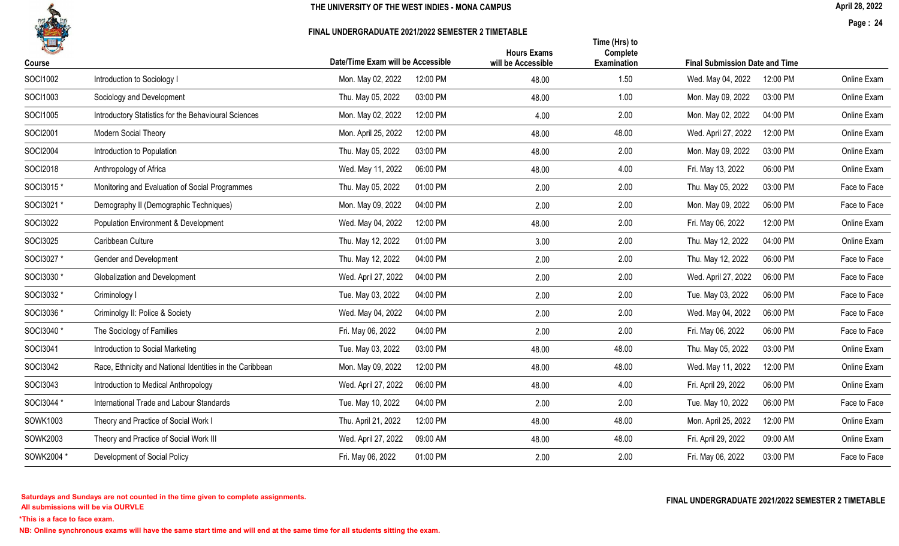# THE UNIVERSITY OF THE WEST INDIES - MONA CAMPUS

## FINAL UNDERGRADUATE 2021/2022 SEMESTER 2 TIMETABLE

April 28, 2022

| Course | | Date/Time Exam will be Accessible | | Hours Exams will be Accessible | Time (Hrs) to Complete Examination | Final Submission Date and Time | | |
|---|---|---|---|---|---|---|---|---|
| SOCI1002 | Introduction to Sociology I | Mon. May 02, 2022 | 12:00 PM | 48.00 | 1.50 | Wed. May 04, 2022 | 12:00 PM | Online Exam |
| SOCI1003 | Sociology and Development | Thu. May 05, 2022 | 03:00 PM | 48.00 | 1.00 | Mon. May 09, 2022 | 03:00 PM | Online Exam |
| SOCI1005 | Introductory Statistics for the Behavioural Sciences | Mon. May 02, 2022 | 12:00 PM | 4.00 | 2.00 | Mon. May 02, 2022 | 04:00 PM | Online Exam |
| SOCI2001 | Modern Social Theory | Mon. April 25, 2022 | 12:00 PM | 48.00 | 48.00 | Wed. April 27, 2022 | 12:00 PM | Online Exam |
| SOCI2004 | Introduction to Population | Thu. May 05, 2022 | 03:00 PM | 48.00 | 2.00 | Mon. May 09, 2022 | 03:00 PM | Online Exam |
| SOCI2018 | Anthropology of Africa | Wed. May 11, 2022 | 06:00 PM | 48.00 | 4.00 | Fri. May 13, 2022 | 06:00 PM | Online Exam |
| SOCI3015 * | Monitoring and Evaluation of Social Programmes | Thu. May 05, 2022 | 01:00 PM | 2.00 | 2.00 | Thu. May 05, 2022 | 03:00 PM | Face to Face |
| SOCI3021 * | Demography II (Demographic Techniques) | Mon. May 09, 2022 | 04:00 PM | 2.00 | 2.00 | Mon. May 09, 2022 | 06:00 PM | Face to Face |
| SOCI3022 | Population Environment & Development | Wed. May 04, 2022 | 12:00 PM | 48.00 | 2.00 | Fri. May 06, 2022 | 12:00 PM | Online Exam |
| SOCI3025 | Caribbean Culture | Thu. May 12, 2022 | 01:00 PM | 3.00 | 2.00 | Thu. May 12, 2022 | 04:00 PM | Online Exam |
| SOCI3027 * | Gender and Development | Thu. May 12, 2022 | 04:00 PM | 2.00 | 2.00 | Thu. May 12, 2022 | 06:00 PM | Face to Face |
| SOCI3030 * | Globalization and Development | Wed. April 27, 2022 | 04:00 PM | 2.00 | 2.00 | Wed. April 27, 2022 | 06:00 PM | Face to Face |
| SOCI3032 * | Criminology I | Tue. May 03, 2022 | 04:00 PM | 2.00 | 2.00 | Tue. May 03, 2022 | 06:00 PM | Face to Face |
| SOCI3036 * | Criminolgy II: Police & Society | Wed. May 04, 2022 | 04:00 PM | 2.00 | 2.00 | Wed. May 04, 2022 | 06:00 PM | Face to Face |
| SOCI3040 * | The Sociology of Families | Fri. May 06, 2022 | 04:00 PM | 2.00 | 2.00 | Fri. May 06, 2022 | 06:00 PM | Face to Face |
| SOCI3041 | Introduction to Social Marketing | Tue. May 03, 2022 | 03:00 PM | 48.00 | 48.00 | Thu. May 05, 2022 | 03:00 PM | Online Exam |
| SOCI3042 | Race, Ethnicity and National Identities in the Caribbean | Mon. May 09, 2022 | 12:00 PM | 48.00 | 48.00 | Wed. May 11, 2022 | 12:00 PM | Online Exam |
| SOCI3043 | Introduction to Medical Anthropology | Wed. April 27, 2022 | 06:00 PM | 48.00 | 4.00 | Fri. April 29, 2022 | 06:00 PM | Online Exam |
| SOCI3044 * | International Trade and Labour Standards | Tue. May 10, 2022 | 04:00 PM | 2.00 | 2.00 | Tue. May 10, 2022 | 06:00 PM | Face to Face |
| SOWK1003 | Theory and Practice of Social Work I | Thu. April 21, 2022 | 12:00 PM | 48.00 | 48.00 | Mon. April 25, 2022 | 12:00 PM | Online Exam |
| SOWK2003 | Theory and Practice of Social Work III | Wed. April 27, 2022 | 09:00 AM | 48.00 | 48.00 | Fri. April 29, 2022 | 09:00 AM | Online Exam |
| SOWK2004 * | Development of Social Policy | Fri. May 06, 2022 | 01:00 PM | 2.00 | 2.00 | Fri. May 06, 2022 | 03:00 PM | Face to Face |

**Saturdays and Sundays are not counted in the time given to complete assignments.**
**All submissions will be via OURVLE**

***This is a face to face exam.**

**NB: Online synchronous exams will have the same start time and will end at the same time for all students sitting the exam.**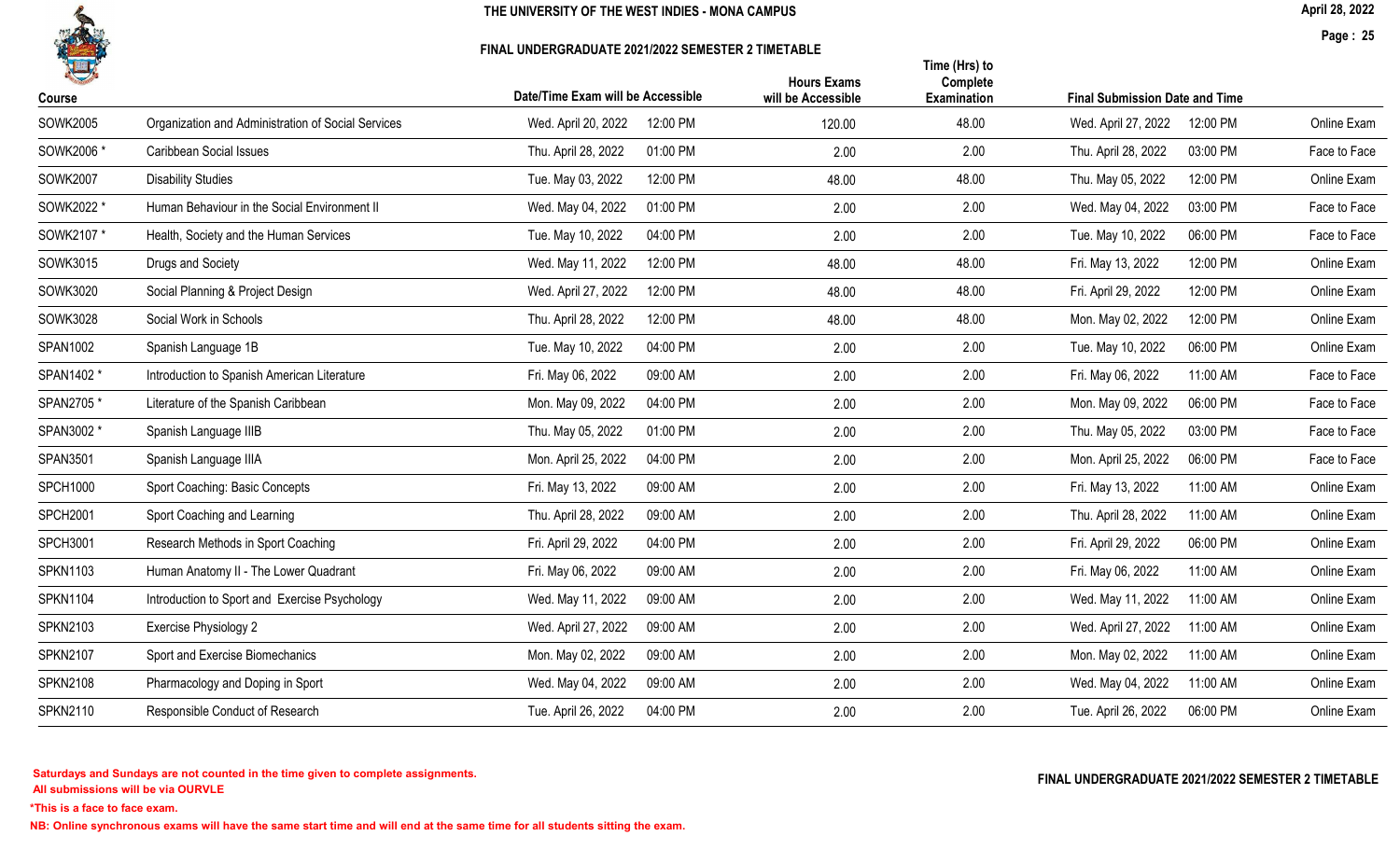| Course | | Date/Time Exam will be Accessible | | Hours Exams will be Accessible | Time (Hrs) to Complete Examination | Final Submission Date and Time | | |
|---|---|---|---|---|---|---|---|---|
| SOWK2005 | Organization and Administration of Social Services | Wed. April 20, 2022 | 12:00 PM | 120.00 | 48.00 | Wed. April 27, 2022 | 12:00 PM | Online Exam |
| SOWK2006 * | Caribbean Social Issues | Thu. April 28, 2022 | 01:00 PM | 2.00 | 2.00 | Thu. April 28, 2022 | 03:00 PM | Face to Face |
| SOWK2007 | Disability Studies | Tue. May 03, 2022 | 12:00 PM | 48.00 | 48.00 | Thu. May 05, 2022 | 12:00 PM | Online Exam |
| SOWK2022 * | Human Behaviour in the Social Environment II | Wed. May 04, 2022 | 01:00 PM | 2.00 | 2.00 | Wed. May 04, 2022 | 03:00 PM | Face to Face |
| SOWK2107 * | Health, Society and the Human Services | Tue. May 10, 2022 | 04:00 PM | 2.00 | 2.00 | Tue. May 10, 2022 | 06:00 PM | Face to Face |
| SOWK3015 | Drugs and Society | Wed. May 11, 2022 | 12:00 PM | 48.00 | 48.00 | Fri. May 13, 2022 | 12:00 PM | Online Exam |
| SOWK3020 | Social Planning & Project Design | Wed. April 27, 2022 | 12:00 PM | 48.00 | 48.00 | Fri. April 29, 2022 | 12:00 PM | Online Exam |
| SOWK3028 | Social Work in Schools | Thu. April 28, 2022 | 12:00 PM | 48.00 | 48.00 | Mon. May 02, 2022 | 12:00 PM | Online Exam |
| SPAN1002 | Spanish Language 1B | Tue. May 10, 2022 | 04:00 PM | 2.00 | 2.00 | Tue. May 10, 2022 | 06:00 PM | Online Exam |
| SPAN1402 * | Introduction to Spanish American Literature | Fri. May 06, 2022 | 09:00 AM | 2.00 | 2.00 | Fri. May 06, 2022 | 11:00 AM | Face to Face |
| SPAN2705 * | Literature of the Spanish Caribbean | Mon. May 09, 2022 | 04:00 PM | 2.00 | 2.00 | Mon. May 09, 2022 | 06:00 PM | Face to Face |
| SPAN3002 * | Spanish Language IIIB | Thu. May 05, 2022 | 01:00 PM | 2.00 | 2.00 | Thu. May 05, 2022 | 03:00 PM | Face to Face |
| SPAN3501 | Spanish Language IIIA | Mon. April 25, 2022 | 04:00 PM | 2.00 | 2.00 | Mon. April 25, 2022 | 06:00 PM | Face to Face |
| SPCH1000 | Sport Coaching: Basic Concepts | Fri. May 13, 2022 | 09:00 AM | 2.00 | 2.00 | Fri. May 13, 2022 | 11:00 AM | Online Exam |
| SPCH2001 | Sport Coaching and Learning | Thu. April 28, 2022 | 09:00 AM | 2.00 | 2.00 | Thu. April 28, 2022 | 11:00 AM | Online Exam |
| SPCH3001 | Research Methods in Sport Coaching | Fri. April 29, 2022 | 04:00 PM | 2.00 | 2.00 | Fri. April 29, 2022 | 06:00 PM | Online Exam |
| SPKN1103 | Human Anatomy II - The Lower Quadrant | Fri. May 06, 2022 | 09:00 AM | 2.00 | 2.00 | Fri. May 06, 2022 | 11:00 AM | Online Exam |
| SPKN1104 | Introduction to Sport and Exercise Psychology | Wed. May 11, 2022 | 09:00 AM | 2.00 | 2.00 | Wed. May 11, 2022 | 11:00 AM | Online Exam |
| SPKN2103 | Exercise Physiology 2 | Wed. April 27, 2022 | 09:00 AM | 2.00 | 2.00 | Wed. April 27, 2022 | 11:00 AM | Online Exam |
| SPKN2107 | Sport and Exercise Biomechanics | Mon. May 02, 2022 | 09:00 AM | 2.00 | 2.00 | Mon. May 02, 2022 | 11:00 AM | Online Exam |
| SPKN2108 | Pharmacology and Doping in Sport | Wed. May 04, 2022 | 09:00 AM | 2.00 | 2.00 | Wed. May 04, 2022 | 11:00 AM | Online Exam |
| SPKN2110 | Responsible Conduct of Research | Tue. April 26, 2022 | 04:00 PM | 2.00 | 2.00 | Tue. April 26, 2022 | 06:00 PM | Online Exam |

**Saturdays and Sundays are not counted in the time given to complete assignments.**
**All submissions will be via OURVLE**

***This is a face to face exam.**

**NB: Online synchronous exams will have the same start time and will end at the same time for all students sitting the exam.**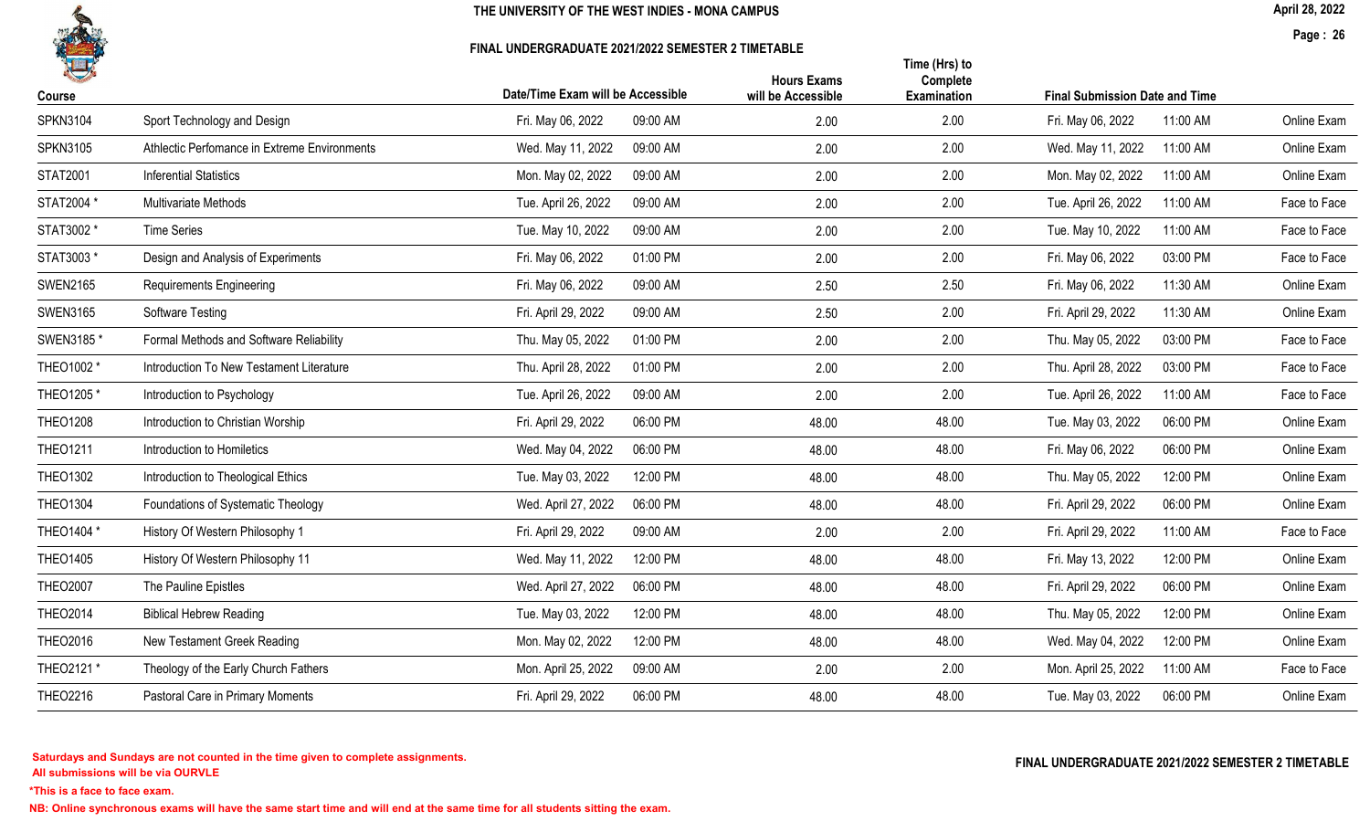# THE UNIVERSITY OF THE WEST INDIES - MONA CAMPUS

## FINAL UNDERGRADUATE 2021/2022 SEMESTER 2 TIMETABLE

| Course | | Date/Time Exam will be Accessible | | Hours Exams will be Accessible | Time (Hrs) to Complete Examination | Final Submission Date and Time | | |
|---|---|---|---|---|---|---|---|---|
| SPKN3104 | Sport Technology and Design | Fri. May 06, 2022 | 09:00 AM | 2.00 | 2.00 | Fri. May 06, 2022 | 11:00 AM | Online Exam |
| SPKN3105 | Athletic Perfomance in Extreme Environments | Wed. May 11, 2022 | 09:00 AM | 2.00 | 2.00 | Wed. May 11, 2022 | 11:00 AM | Online Exam |
| STAT2001 | Inferential Statistics | Mon. May 02, 2022 | 09:00 AM | 2.00 | 2.00 | Mon. May 02, 2022 | 11:00 AM | Online Exam |
| STAT2004 * | Multivariate Methods | Tue. April 26, 2022 | 09:00 AM | 2.00 | 2.00 | Tue. April 26, 2022 | 11:00 AM | Face to Face |
| STAT3002 * | Time Series | Tue. May 10, 2022 | 09:00 AM | 2.00 | 2.00 | Tue. May 10, 2022 | 11:00 AM | Face to Face |
| STAT3003 * | Design and Analysis of Experiments | Fri. May 06, 2022 | 01:00 PM | 2.00 | 2.00 | Fri. May 06, 2022 | 03:00 PM | Face to Face |
| SWEN2165 | Requirements Engineering | Fri. May 06, 2022 | 09:00 AM | 2.50 | 2.50 | Fri. May 06, 2022 | 11:30 AM | Online Exam |
| SWEN3165 | Software Testing | Fri. April 29, 2022 | 09:00 AM | 2.50 | 2.00 | Fri. April 29, 2022 | 11:30 AM | Online Exam |
| SWEN3185 * | Formal Methods and Software Reliability | Thu. May 05, 2022 | 01:00 PM | 2.00 | 2.00 | Thu. May 05, 2022 | 03:00 PM | Face to Face |
| THEO1002 * | Introduction To New Testament Literature | Thu. April 28, 2022 | 01:00 PM | 2.00 | 2.00 | Thu. April 28, 2022 | 03:00 PM | Face to Face |
| THEO1205 * | Introduction to Psychology | Tue. April 26, 2022 | 09:00 AM | 2.00 | 2.00 | Tue. April 26, 2022 | 11:00 AM | Face to Face |
| THEO1208 | Introduction to Christian Worship | Fri. April 29, 2022 | 06:00 PM | 48.00 | 48.00 | Tue. May 03, 2022 | 06:00 PM | Online Exam |
| THEO1211 | Introduction to Homiletics | Wed. May 04, 2022 | 06:00 PM | 48.00 | 48.00 | Fri. May 06, 2022 | 06:00 PM | Online Exam |
| THEO1302 | Introduction to Theological Ethics | Tue. May 03, 2022 | 12:00 PM | 48.00 | 48.00 | Thu. May 05, 2022 | 12:00 PM | Online Exam |
| THEO1304 | Foundations of Systematic Theology | Wed. April 27, 2022 | 06:00 PM | 48.00 | 48.00 | Fri. April 29, 2022 | 06:00 PM | Online Exam |
| THEO1404 * | History Of Western Philosophy 1 | Fri. April 29, 2022 | 09:00 AM | 2.00 | 2.00 | Fri. April 29, 2022 | 11:00 AM | Face to Face |
| THEO1405 | History Of Western Philosophy 11 | Wed. May 11, 2022 | 12:00 PM | 48.00 | 48.00 | Fri. May 13, 2022 | 12:00 PM | Online Exam |
| THEO2007 | The Pauline Epistles | Wed. April 27, 2022 | 06:00 PM | 48.00 | 48.00 | Fri. April 29, 2022 | 06:00 PM | Online Exam |
| THEO2014 | Biblical Hebrew Reading | Tue. May 03, 2022 | 12:00 PM | 48.00 | 48.00 | Thu. May 05, 2022 | 12:00 PM | Online Exam |
| THEO2016 | New Testament Greek Reading | Mon. May 02, 2022 | 12:00 PM | 48.00 | 48.00 | Wed. May 04, 2022 | 12:00 PM | Online Exam |
| THEO2121 * | Theology of the Early Church Fathers | Mon. April 25, 2022 | 09:00 AM | 2.00 | 2.00 | Mon. April 25, 2022 | 11:00 AM | Face to Face |
| THEO2216 | Pastoral Care in Primary Moments | Fri. April 29, 2022 | 06:00 PM | 48.00 | 48.00 | Tue. May 03, 2022 | 06:00 PM | Online Exam |

**Saturdays and Sundays are not counted in the time given to complete assignments.**
**All submissions will be via OURVLE**

***This is a face to face exam.**

**NB: Online synchronous exams will have the same start time and will end at the same time for all students sitting the exam.**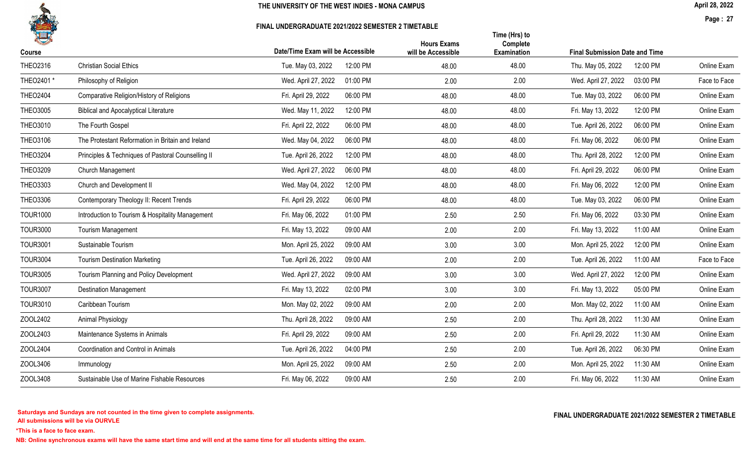| Course | | Date/Time Exam will be Accessible | | Hours Exams will be Accessible | Time (Hrs) to Complete Examination | Final Submission Date and Time | | |
|---|---|---|---|---|---|---|---|---|
| THEO2316 | Christian Social Ethics | Tue. May 03, 2022 | 12:00 PM | 48.00 | 48.00 | Thu. May 05, 2022 | 12:00 PM | Online Exam |
| THEO2401 * | Philosophy of Religion | Wed. April 27, 2022 | 01:00 PM | 2.00 | 2.00 | Wed. April 27, 2022 | 03:00 PM | Face to Face |
| THEO2404 | Comparative Religion/History of Religions | Fri. April 29, 2022 | 06:00 PM | 48.00 | 48.00 | Tue. May 03, 2022 | 06:00 PM | Online Exam |
| THEO3005 | Biblical and Apocalyptical Literature | Wed. May 11, 2022 | 12:00 PM | 48.00 | 48.00 | Fri. May 13, 2022 | 12:00 PM | Online Exam |
| THEO3010 | The Fourth Gospel | Fri. April 22, 2022 | 06:00 PM | 48.00 | 48.00 | Tue. April 26, 2022 | 06:00 PM | Online Exam |
| THEO3106 | The Protestant Reformation in Britain and Ireland | Wed. May 04, 2022 | 06:00 PM | 48.00 | 48.00 | Fri. May 06, 2022 | 06:00 PM | Online Exam |
| THEO3204 | Principles & Techniques of Pastoral Counselling II | Tue. April 26, 2022 | 12:00 PM | 48.00 | 48.00 | Thu. April 28, 2022 | 12:00 PM | Online Exam |
| THEO3209 | Church Management | Wed. April 27, 2022 | 06:00 PM | 48.00 | 48.00 | Fri. April 29, 2022 | 06:00 PM | Online Exam |
| THEO3303 | Church and Development II | Wed. May 04, 2022 | 12:00 PM | 48.00 | 48.00 | Fri. May 06, 2022 | 12:00 PM | Online Exam |
| THEO3306 | Contemporary Theology II: Recent Trends | Fri. April 29, 2022 | 06:00 PM | 48.00 | 48.00 | Tue. May 03, 2022 | 06:00 PM | Online Exam |
| TOUR1000 | Introduction to Tourism & Hospitality Management | Fri. May 06, 2022 | 01:00 PM | 2.50 | 2.50 | Fri. May 06, 2022 | 03:30 PM | Online Exam |
| TOUR3000 | Tourism Management | Fri. May 13, 2022 | 09:00 AM | 2.00 | 2.00 | Fri. May 13, 2022 | 11:00 AM | Online Exam |
| TOUR3001 | Sustainable Tourism | Mon. April 25, 2022 | 09:00 AM | 3.00 | 3.00 | Mon. April 25, 2022 | 12:00 PM | Online Exam |
| TOUR3004 | Tourism Destination Marketing | Tue. April 26, 2022 | 09:00 AM | 2.00 | 2.00 | Tue. April 26, 2022 | 11:00 AM | Face to Face |
| TOUR3005 | Tourism Planning and Policy Development | Wed. April 27, 2022 | 09:00 AM | 3.00 | 3.00 | Wed. April 27, 2022 | 12:00 PM | Online Exam |
| TOUR3007 | Destination Management | Fri. May 13, 2022 | 02:00 PM | 3.00 | 3.00 | Fri. May 13, 2022 | 05:00 PM | Online Exam |
| TOUR3010 | Caribbean Tourism | Mon. May 02, 2022 | 09:00 AM | 2.00 | 2.00 | Mon. May 02, 2022 | 11:00 AM | Online Exam |
| ZOOL2402 | Animal Physiology | Thu. April 28, 2022 | 09:00 AM | 2.50 | 2.00 | Thu. April 28, 2022 | 11:30 AM | Online Exam |
| ZOOL2403 | Maintenance Systems in Animals | Fri. April 29, 2022 | 09:00 AM | 2.50 | 2.00 | Fri. April 29, 2022 | 11:30 AM | Online Exam |
| ZOOL2404 | Coordination and Control in Animals | Tue. April 26, 2022 | 04:00 PM | 2.50 | 2.00 | Tue. April 26, 2022 | 06:30 PM | Online Exam |
| ZOOL3406 | Immunology | Mon. April 25, 2022 | 09:00 AM | 2.50 | 2.00 | Mon. April 25, 2022 | 11:30 AM | Online Exam |
| ZOOL3408 | Sustainable Use of Marine Fishable Resources | Fri. May 06, 2022 | 09:00 AM | 2.50 | 2.00 | Fri. May 06, 2022 | 11:30 AM | Online Exam |

**Saturdays and Sundays are not counted in the time given to complete assignments.**
**All submissions will be via OURVLE**

**\*This is a face to face exam.**

**NB: Online synchronous exams will have the same start time and will end at the same time for all students sitting the exam.**